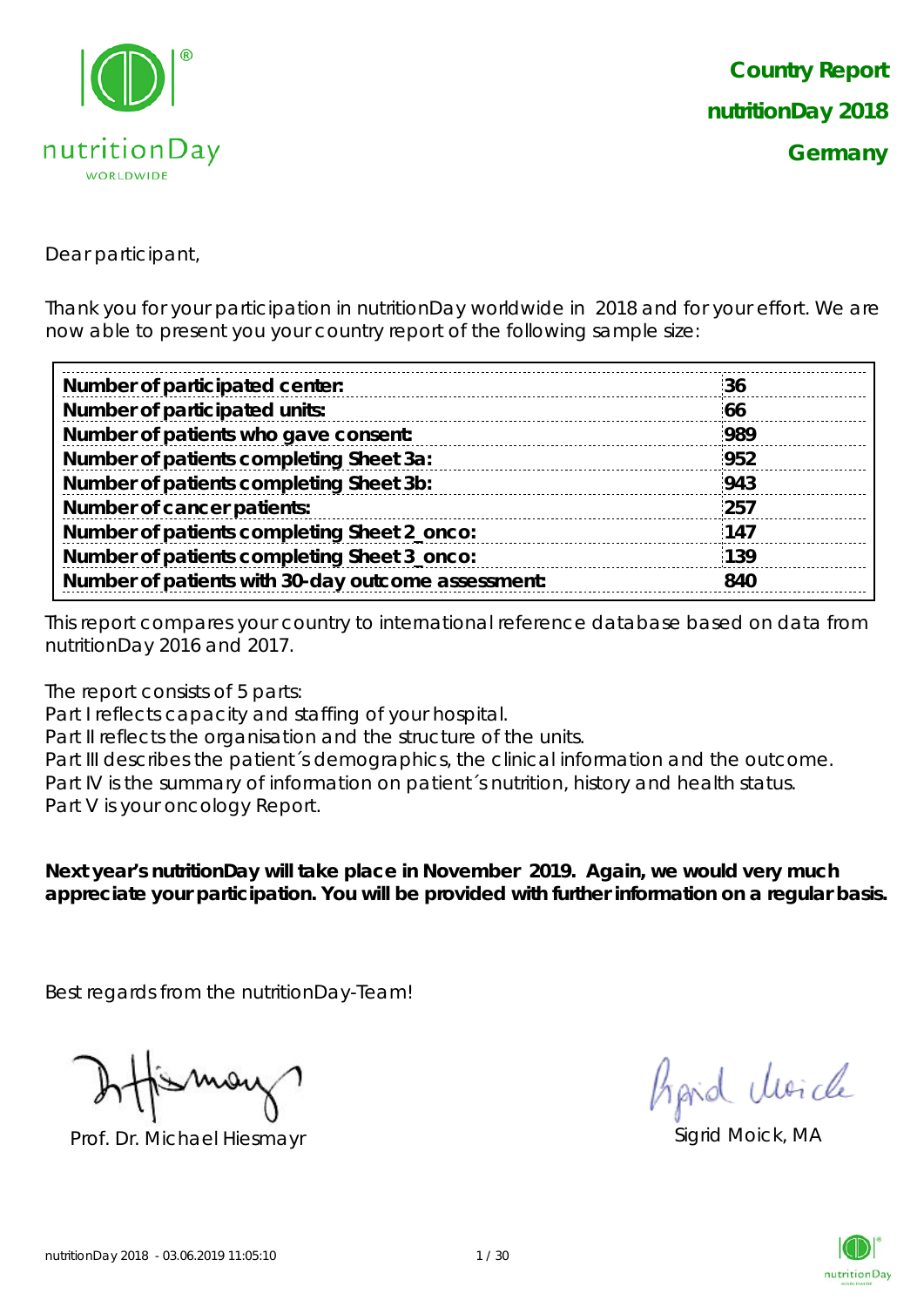# Country Report
## nutritionDay 2018
## Germany

Dear participant,

Thank you for your participation in nutritionDay worldwide in 2018 and for your effort. We are now able to present you your country report of the following sample size:

| | |
|---|---|
| **Number of participated center:** | **36** |
| **Number of participated units:** | **66** |
| **Number of patients who gave consent:** | **989** |
| **Number of patients completing Sheet 3a:** | **952** |
| **Number of patients completing Sheet 3b:** | **943** |
| **Number of cancer patients:** | **257** |
| **Number of patients completing Sheet 2_onco:** | **147** |
| **Number of patients completing Sheet 3_onco:** | **139** |
| **Number of patients with 30-day outcome assessment:** | **840** |

This report compares your country to international reference database based on data from nutritionDay 2016 and 2017.

The report consists of 5 parts:
Part I reflects capacity and staffing of your hospital.
Part II reflects the organisation and the structure of the units.
Part III describes the patient´s demographics, the clinical information and the outcome.
Part IV is the summary of information on patient´s nutrition, history and health status.
Part V is your oncology Report.

**Next year's nutritionDay will take place in November 2019. Again, we would very much appreciate your participation. You will be provided with further information on a regular basis.**

Best regards from the nutritionDay-Team!

Prof. Dr. Michael Hiesmayr

Sigrid Moick, MA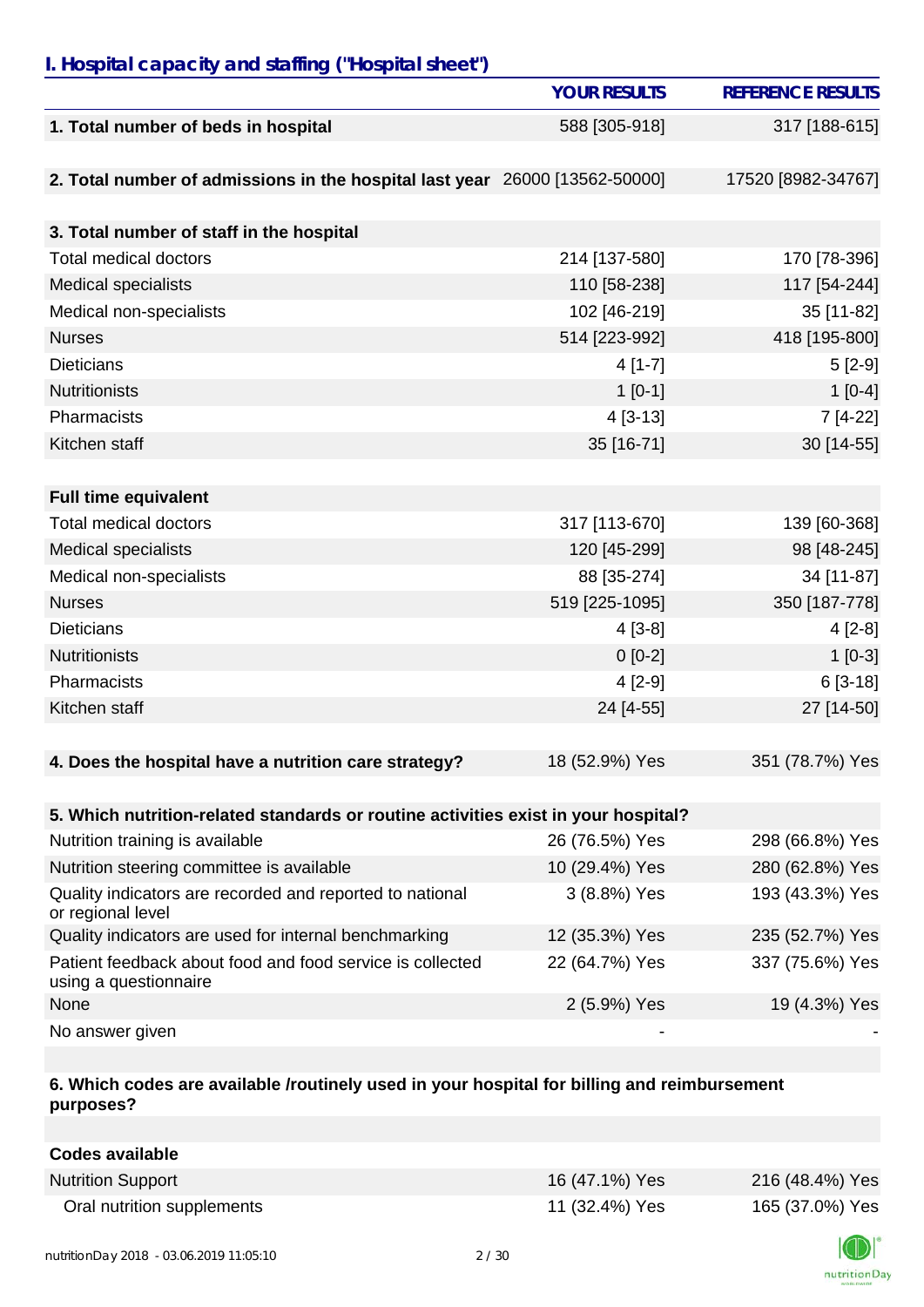## I. Hospital capacity and staffing ("Hospital sheet")

| | YOUR RESULTS | REFERENCE RESULTS |
|---|---|---|
| **1. Total number of beds in hospital** | 588 [305-918] | 317 [188-615] |
| **2. Total number of admissions in the hospital last year** | 26000 [13562-50000] | 17520 [8982-34767] |
| **3. Total number of staff in the hospital** | | |
| Total medical doctors | 214 [137-580] | 170 [78-396] |
| Medical specialists | 110 [58-238] | 117 [54-244] |
| Medical non-specialists | 102 [46-219] | 35 [11-82] |
| Nurses | 514 [223-992] | 418 [195-800] |
| Dieticians | 4 [1-7] | 5 [2-9] |
| Nutritionists | 1 [0-1] | 1 [0-4] |
| Pharmacists | 4 [3-13] | 7 [4-22] |
| Kitchen staff | 35 [16-71] | 30 [14-55] |
| **Full time equivalent** | | |
| Total medical doctors | 317 [113-670] | 139 [60-368] |
| Medical specialists | 120 [45-299] | 98 [48-245] |
| Medical non-specialists | 88 [35-274] | 34 [11-87] |
| Nurses | 519 [225-1095] | 350 [187-778] |
| Dieticians | 4 [3-8] | 4 [2-8] |
| Nutritionists | 0 [0-2] | 1 [0-3] |
| Pharmacists | 4 [2-9] | 6 [3-18] |
| Kitchen staff | 24 [4-55] | 27 [14-50] |
| **4. Does the hospital have a nutrition care strategy?** | 18 (52.9%) Yes | 351 (78.7%) Yes |
| **5. Which nutrition-related standards or routine activities exist in your hospital?** | | |
| Nutrition training is available | 26 (76.5%) Yes | 298 (66.8%) Yes |
| Nutrition steering committee is available | 10 (29.4%) Yes | 280 (62.8%) Yes |
| Quality indicators are recorded and reported to national or regional level | 3 (8.8%) Yes | 193 (43.3%) Yes |
| Quality indicators are used for internal benchmarking | 12 (35.3%) Yes | 235 (52.7%) Yes |
| Patient feedback about food and food service is collected using a questionnaire | 22 (64.7%) Yes | 337 (75.6%) Yes |
| None | 2 (5.9%) Yes | 19 (4.3%) Yes |
| No answer given | - | - |
| **6. Which codes are available /routinely used in your hospital for billing and reimbursement purposes?** | | |
| **Codes available** | | |
| Nutrition Support | 16 (47.1%) Yes | 216 (48.4%) Yes |
| Oral nutrition supplements | 11 (32.4%) Yes | 165 (37.0%) Yes |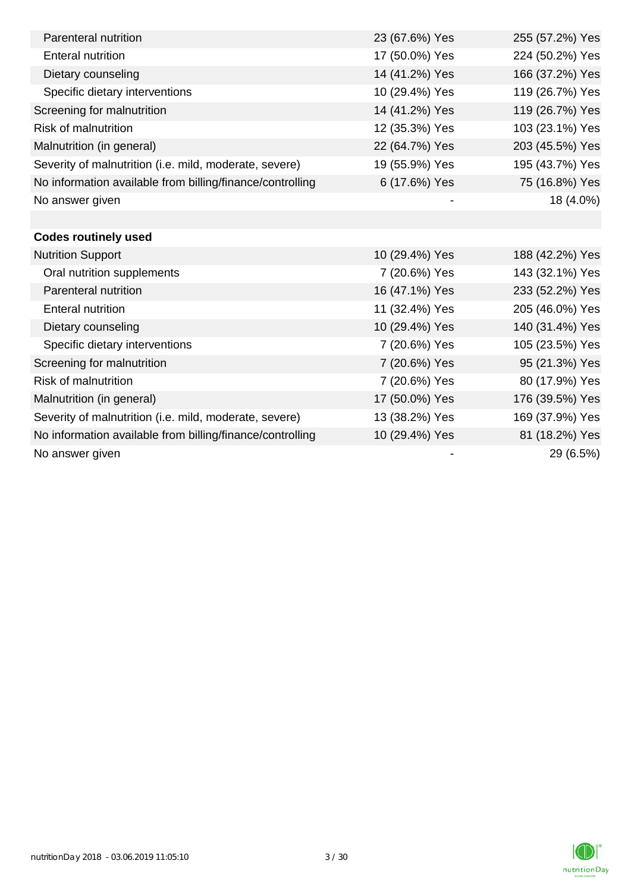| | | |
|---|---|---|
| Parenteral nutrition | 23 (67.6%) Yes | 255 (57.2%) Yes |
| Enteral nutrition | 17 (50.0%) Yes | 224 (50.2%) Yes |
| Dietary counseling | 14 (41.2%) Yes | 166 (37.2%) Yes |
| Specific dietary interventions | 10 (29.4%) Yes | 119 (26.7%) Yes |
| Screening for malnutrition | 14 (41.2%) Yes | 119 (26.7%) Yes |
| Risk of malnutrition | 12 (35.3%) Yes | 103 (23.1%) Yes |
| Malnutrition (in general) | 22 (64.7%) Yes | 203 (45.5%) Yes |
| Severity of malnutrition (i.e. mild, moderate, severe) | 19 (55.9%) Yes | 195 (43.7%) Yes |
| No information available from billing/finance/controlling | 6 (17.6%) Yes | 75 (16.8%) Yes |
| No answer given | - | 18 (4.0%) |
| | | |
| **Codes routinely used** | | |
| Nutrition Support | 10 (29.4%) Yes | 188 (42.2%) Yes |
| Oral nutrition supplements | 7 (20.6%) Yes | 143 (32.1%) Yes |
| Parenteral nutrition | 16 (47.1%) Yes | 233 (52.2%) Yes |
| Enteral nutrition | 11 (32.4%) Yes | 205 (46.0%) Yes |
| Dietary counseling | 10 (29.4%) Yes | 140 (31.4%) Yes |
| Specific dietary interventions | 7 (20.6%) Yes | 105 (23.5%) Yes |
| Screening for malnutrition | 7 (20.6%) Yes | 95 (21.3%) Yes |
| Risk of malnutrition | 7 (20.6%) Yes | 80 (17.9%) Yes |
| Malnutrition (in general) | 17 (50.0%) Yes | 176 (39.5%) Yes |
| Severity of malnutrition (i.e. mild, moderate, severe) | 13 (38.2%) Yes | 169 (37.9%) Yes |
| No information available from billing/finance/controlling | 10 (29.4%) Yes | 81 (18.2%) Yes |
| No answer given | - | 29 (6.5%) |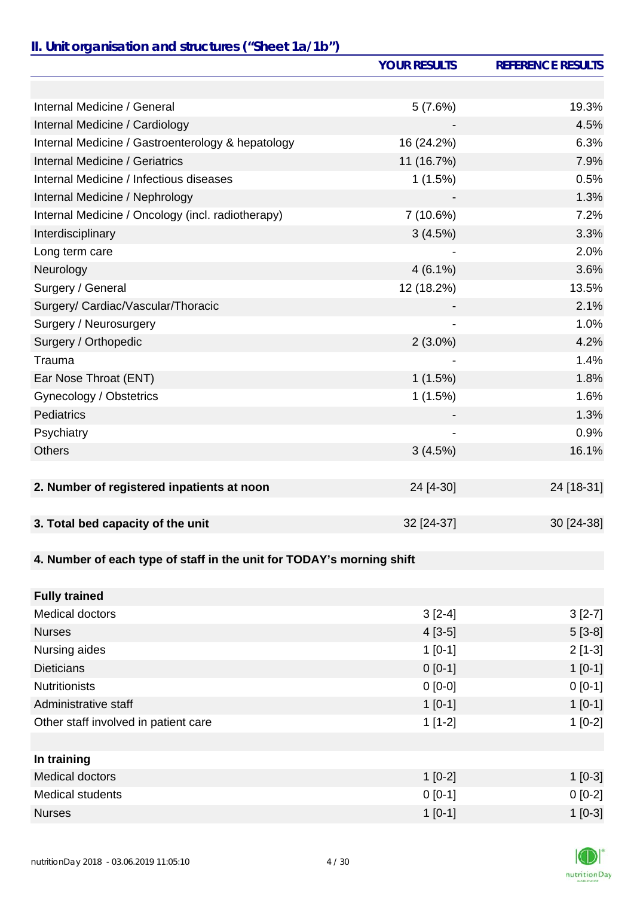## II. Unit organisation and structures ("Sheet 1a/1b")

| | YOUR RESULTS | REFERENCE RESULTS |
|---|---|---|
| | | |
| Internal Medicine / General | 5 (7.6%) | 19.3% |
| Internal Medicine / Cardiology | - | 4.5% |
| Internal Medicine / Gastroenterology & hepatology | 16 (24.2%) | 6.3% |
| Internal Medicine / Geriatrics | 11 (16.7%) | 7.9% |
| Internal Medicine / Infectious diseases | 1 (1.5%) | 0.5% |
| Internal Medicine / Nephrology | - | 1.3% |
| Internal Medicine / Oncology (incl. radiotherapy) | 7 (10.6%) | 7.2% |
| Interdisciplinary | 3 (4.5%) | 3.3% |
| Long term care | - | 2.0% |
| Neurology | 4 (6.1%) | 3.6% |
| Surgery / General | 12 (18.2%) | 13.5% |
| Surgery/ Cardiac/Vascular/Thoracic | - | 2.1% |
| Surgery / Neurosurgery | - | 1.0% |
| Surgery / Orthopedic | 2 (3.0%) | 4.2% |
| Trauma | - | 1.4% |
| Ear Nose Throat (ENT) | 1 (1.5%) | 1.8% |
| Gynecology / Obstetrics | 1 (1.5%) | 1.6% |
| Pediatrics | - | 1.3% |
| Psychiatry | - | 0.9% |
| Others | 3 (4.5%) | 16.1% |
| | | |
| **2. Number of registered inpatients at noon** | 24 [4-30] | 24 [18-31] |
| | | |
| **3. Total bed capacity of the unit** | 32 [24-37] | 30 [24-38] |
| | | |
| **4. Number of each type of staff in the unit for TODAY's morning shift** | | |
| | | |
| **Fully trained** | | |
| Medical doctors | 3 [2-4] | 3 [2-7] |
| Nurses | 4 [3-5] | 5 [3-8] |
| Nursing aides | 1 [0-1] | 2 [1-3] |
| Dieticians | 0 [0-1] | 1 [0-1] |
| Nutritionists | 0 [0-0] | 0 [0-1] |
| Administrative staff | 1 [0-1] | 1 [0-1] |
| Other staff involved in patient care | 1 [1-2] | 1 [0-2] |
| | | |
| **In training** | | |
| Medical doctors | 1 [0-2] | 1 [0-3] |
| Medical students | 0 [0-1] | 0 [0-2] |
| Nurses | 1 [0-1] | 1 [0-3] |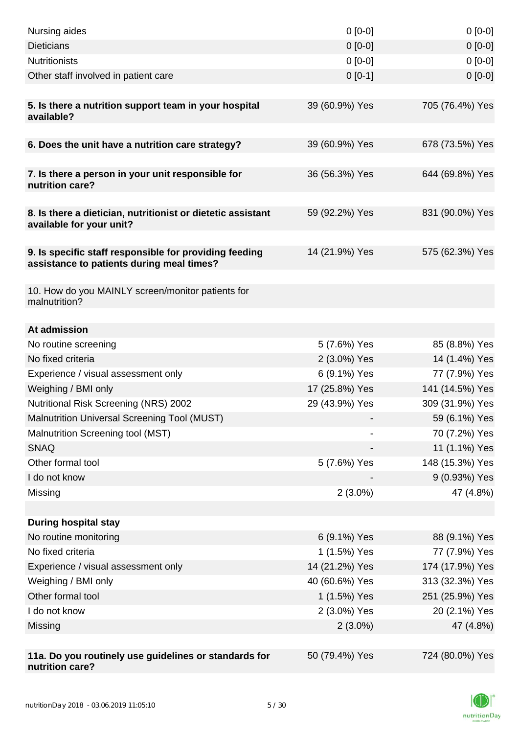| | | |
|---|---|---|
| Nursing aides | 0 [0-0] | 0 [0-0] |
| Dieticians | 0 [0-0] | 0 [0-0] |
| Nutritionists | 0 [0-0] | 0 [0-0] |
| Other staff involved in patient care | 0 [0-1] | 0 [0-0] |
| | | |
| **5. Is there a nutrition support team in your hospital available?** | 39 (60.9%) Yes | 705 (76.4%) Yes |
| | | |
| **6. Does the unit have a nutrition care strategy?** | 39 (60.9%) Yes | 678 (73.5%) Yes |
| | | |
| **7. Is there a person in your unit responsible for nutrition care?** | 36 (56.3%) Yes | 644 (69.8%) Yes |
| | | |
| **8. Is there a dietician, nutritionist or dietetic assistant available for your unit?** | 59 (92.2%) Yes | 831 (90.0%) Yes |
| | | |
| **9. Is specific staff responsible for providing feeding assistance to patients during meal times?** | 14 (21.9%) Yes | 575 (62.3%) Yes |
| | | |
| 10. How do you MAINLY screen/monitor patients for malnutrition? | | |
| | | |
| **At admission** | | |
| No routine screening | 5 (7.6%) Yes | 85 (8.8%) Yes |
| No fixed criteria | 2 (3.0%) Yes | 14 (1.4%) Yes |
| Experience / visual assessment only | 6 (9.1%) Yes | 77 (7.9%) Yes |
| Weighing / BMI only | 17 (25.8%) Yes | 141 (14.5%) Yes |
| Nutritional Risk Screening (NRS) 2002 | 29 (43.9%) Yes | 309 (31.9%) Yes |
| Malnutrition Universal Screening Tool (MUST) | - | 59 (6.1%) Yes |
| Malnutrition Screening tool (MST) | - | 70 (7.2%) Yes |
| SNAQ | - | 11 (1.1%) Yes |
| Other formal tool | 5 (7.6%) Yes | 148 (15.3%) Yes |
| I do not know | - | 9 (0.93%) Yes |
| Missing | 2 (3.0%) | 47 (4.8%) |
| | | |
| **During hospital stay** | | |
| No routine monitoring | 6 (9.1%) Yes | 88 (9.1%) Yes |
| No fixed criteria | 1 (1.5%) Yes | 77 (7.9%) Yes |
| Experience / visual assessment only | 14 (21.2%) Yes | 174 (17.9%) Yes |
| Weighing / BMI only | 40 (60.6%) Yes | 313 (32.3%) Yes |
| Other formal tool | 1 (1.5%) Yes | 251 (25.9%) Yes |
| I do not know | 2 (3.0%) Yes | 20 (2.1%) Yes |
| Missing | 2 (3.0%) | 47 (4.8%) |
| | | |
| **11a. Do you routinely use guidelines or standards for nutrition care?** | 50 (79.4%) Yes | 724 (80.0%) Yes |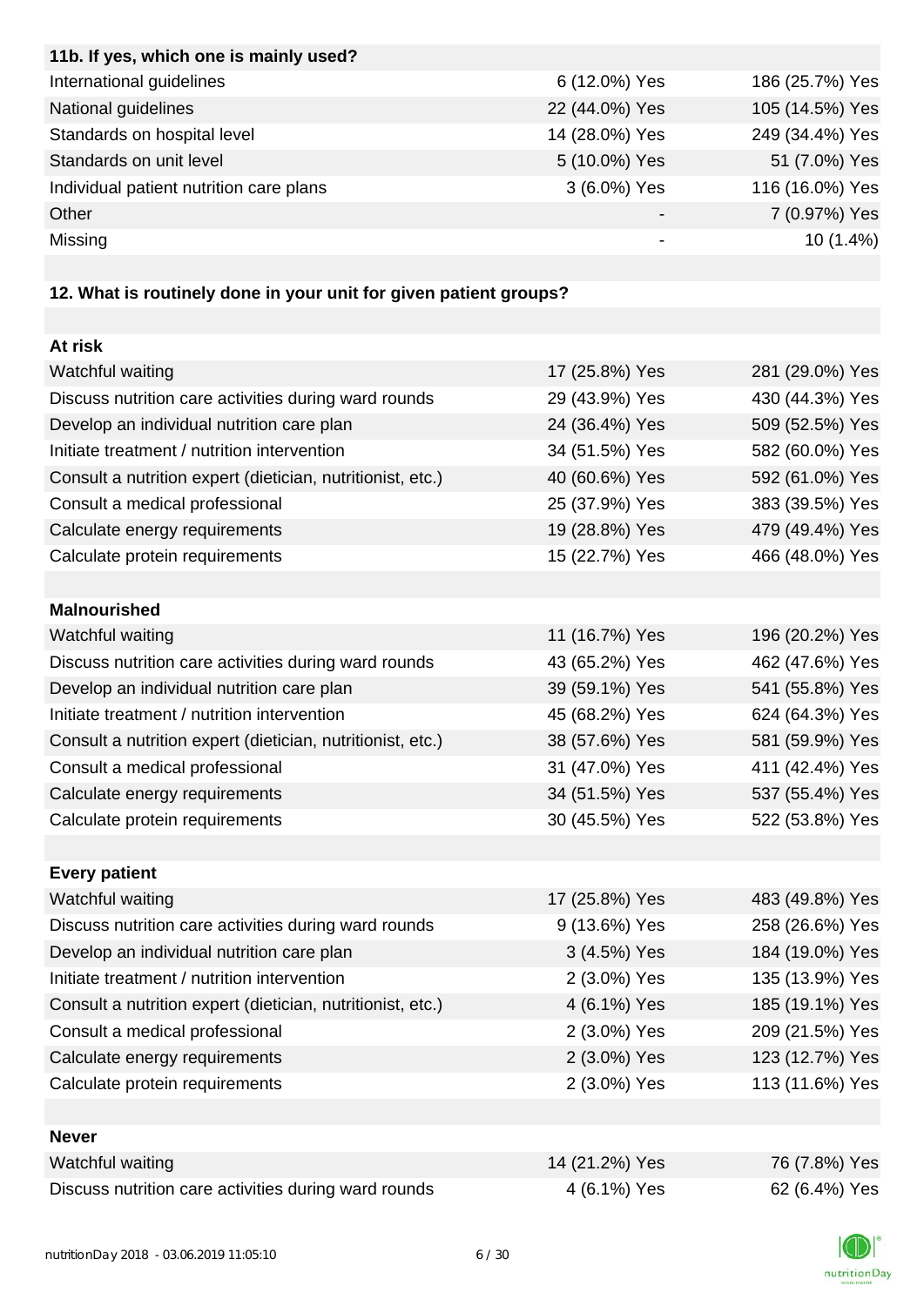| 11b. If yes, which one is mainly used? | | |
|---|---|---|
| International guidelines | 6 (12.0%) Yes | 186 (25.7%) Yes |
| National guidelines | 22 (44.0%) Yes | 105 (14.5%) Yes |
| Standards on hospital level | 14 (28.0%) Yes | 249 (34.4%) Yes |
| Standards on unit level | 5 (10.0%) Yes | 51 (7.0%) Yes |
| Individual patient nutrition care plans | 3 (6.0%) Yes | 116 (16.0%) Yes |
| Other | - | 7 (0.97%) Yes |
| Missing | - | 10 (1.4%) |

**12. What is routinely done in your unit for given patient groups?**

| At risk | | |
|---|---|---|
| Watchful waiting | 17 (25.8%) Yes | 281 (29.0%) Yes |
| Discuss nutrition care activities during ward rounds | 29 (43.9%) Yes | 430 (44.3%) Yes |
| Develop an individual nutrition care plan | 24 (36.4%) Yes | 509 (52.5%) Yes |
| Initiate treatment / nutrition intervention | 34 (51.5%) Yes | 582 (60.0%) Yes |
| Consult a nutrition expert (dietician, nutritionist, etc.) | 40 (60.6%) Yes | 592 (61.0%) Yes |
| Consult a medical professional | 25 (37.9%) Yes | 383 (39.5%) Yes |
| Calculate energy requirements | 19 (28.8%) Yes | 479 (49.4%) Yes |
| Calculate protein requirements | 15 (22.7%) Yes | 466 (48.0%) Yes |
| **Malnourished** | | |
| Watchful waiting | 11 (16.7%) Yes | 196 (20.2%) Yes |
| Discuss nutrition care activities during ward rounds | 43 (65.2%) Yes | 462 (47.6%) Yes |
| Develop an individual nutrition care plan | 39 (59.1%) Yes | 541 (55.8%) Yes |
| Initiate treatment / nutrition intervention | 45 (68.2%) Yes | 624 (64.3%) Yes |
| Consult a nutrition expert (dietician, nutritionist, etc.) | 38 (57.6%) Yes | 581 (59.9%) Yes |
| Consult a medical professional | 31 (47.0%) Yes | 411 (42.4%) Yes |
| Calculate energy requirements | 34 (51.5%) Yes | 537 (55.4%) Yes |
| Calculate protein requirements | 30 (45.5%) Yes | 522 (53.8%) Yes |
| **Every patient** | | |
| Watchful waiting | 17 (25.8%) Yes | 483 (49.8%) Yes |
| Discuss nutrition care activities during ward rounds | 9 (13.6%) Yes | 258 (26.6%) Yes |
| Develop an individual nutrition care plan | 3 (4.5%) Yes | 184 (19.0%) Yes |
| Initiate treatment / nutrition intervention | 2 (3.0%) Yes | 135 (13.9%) Yes |
| Consult a nutrition expert (dietician, nutritionist, etc.) | 4 (6.1%) Yes | 185 (19.1%) Yes |
| Consult a medical professional | 2 (3.0%) Yes | 209 (21.5%) Yes |
| Calculate energy requirements | 2 (3.0%) Yes | 123 (12.7%) Yes |
| Calculate protein requirements | 2 (3.0%) Yes | 113 (11.6%) Yes |
| **Never** | | |
| Watchful waiting | 14 (21.2%) Yes | 76 (7.8%) Yes |
| Discuss nutrition care activities during ward rounds | 4 (6.1%) Yes | 62 (6.4%) Yes |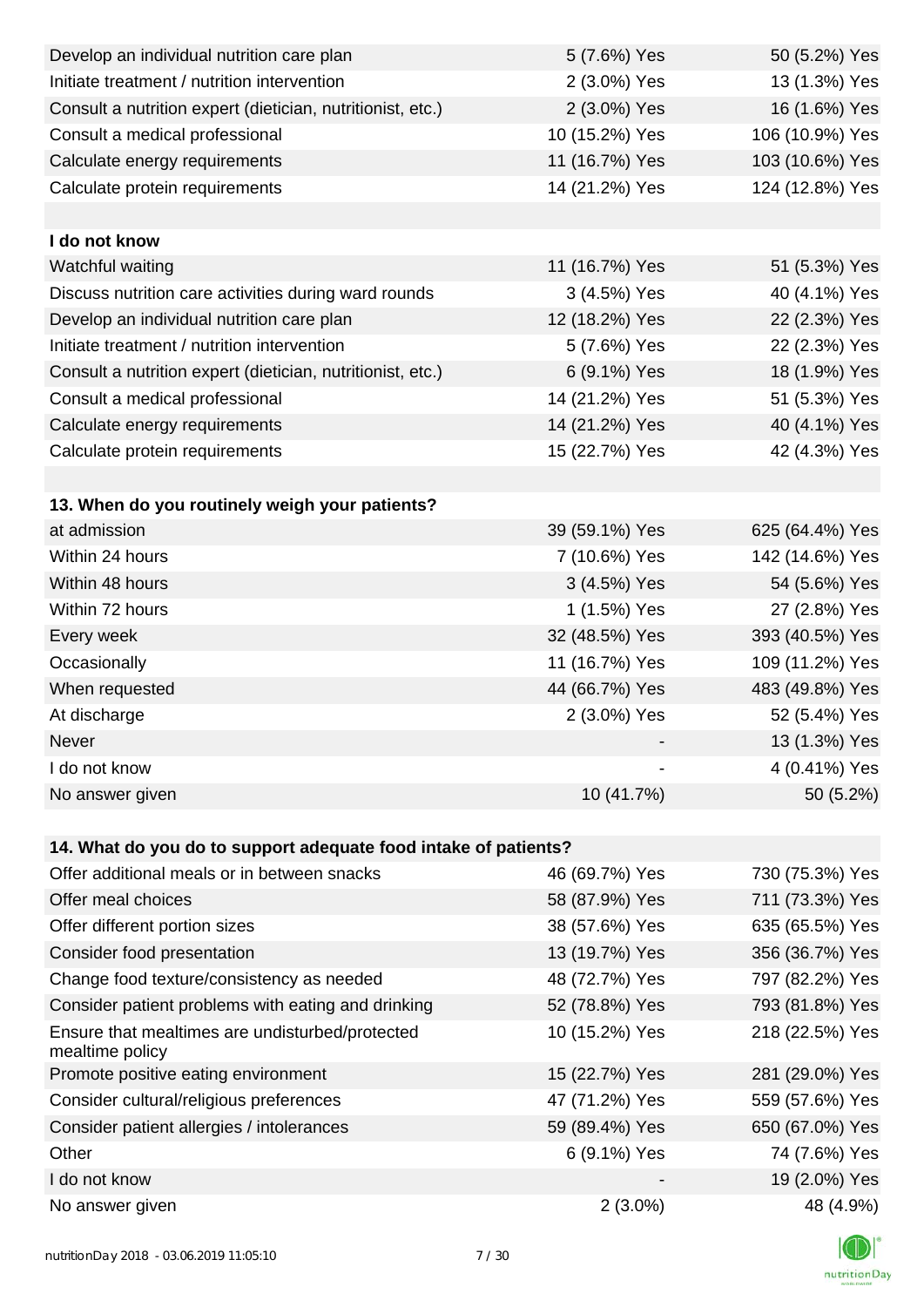| | | |
|---|---|---|
| Develop an individual nutrition care plan | 5 (7.6%) Yes | 50 (5.2%) Yes |
| Initiate treatment / nutrition intervention | 2 (3.0%) Yes | 13 (1.3%) Yes |
| Consult a nutrition expert (dietician, nutritionist, etc.) | 2 (3.0%) Yes | 16 (1.6%) Yes |
| Consult a medical professional | 10 (15.2%) Yes | 106 (10.9%) Yes |
| Calculate energy requirements | 11 (16.7%) Yes | 103 (10.6%) Yes |
| Calculate protein requirements | 14 (21.2%) Yes | 124 (12.8%) Yes |
| | | |
| **I do not know** | | |
| Watchful waiting | 11 (16.7%) Yes | 51 (5.3%) Yes |
| Discuss nutrition care activities during ward rounds | 3 (4.5%) Yes | 40 (4.1%) Yes |
| Develop an individual nutrition care plan | 12 (18.2%) Yes | 22 (2.3%) Yes |
| Initiate treatment / nutrition intervention | 5 (7.6%) Yes | 22 (2.3%) Yes |
| Consult a nutrition expert (dietician, nutritionist, etc.) | 6 (9.1%) Yes | 18 (1.9%) Yes |
| Consult a medical professional | 14 (21.2%) Yes | 51 (5.3%) Yes |
| Calculate energy requirements | 14 (21.2%) Yes | 40 (4.1%) Yes |
| Calculate protein requirements | 15 (22.7%) Yes | 42 (4.3%) Yes |

| **13. When do you routinely weigh your patients?** | | |
|---|---|---|
| at admission | 39 (59.1%) Yes | 625 (64.4%) Yes |
| Within 24 hours | 7 (10.6%) Yes | 142 (14.6%) Yes |
| Within 48 hours | 3 (4.5%) Yes | 54 (5.6%) Yes |
| Within 72 hours | 1 (1.5%) Yes | 27 (2.8%) Yes |
| Every week | 32 (48.5%) Yes | 393 (40.5%) Yes |
| Occasionally | 11 (16.7%) Yes | 109 (11.2%) Yes |
| When requested | 44 (66.7%) Yes | 483 (49.8%) Yes |
| At discharge | 2 (3.0%) Yes | 52 (5.4%) Yes |
| Never | - | 13 (1.3%) Yes |
| I do not know | - | 4 (0.41%) Yes |
| No answer given | 10 (41.7%) | 50 (5.2%) |

| **14. What do you do to support adequate food intake of patients?** | | |
|---|---|---|
| Offer additional meals or in between snacks | 46 (69.7%) Yes | 730 (75.3%) Yes |
| Offer meal choices | 58 (87.9%) Yes | 711 (73.3%) Yes |
| Offer different portion sizes | 38 (57.6%) Yes | 635 (65.5%) Yes |
| Consider food presentation | 13 (19.7%) Yes | 356 (36.7%) Yes |
| Change food texture/consistency as needed | 48 (72.7%) Yes | 797 (82.2%) Yes |
| Consider patient problems with eating and drinking | 52 (78.8%) Yes | 793 (81.8%) Yes |
| Ensure that mealtimes are undisturbed/protected mealtime policy | 10 (15.2%) Yes | 218 (22.5%) Yes |
| Promote positive eating environment | 15 (22.7%) Yes | 281 (29.0%) Yes |
| Consider cultural/religious preferences | 47 (71.2%) Yes | 559 (57.6%) Yes |
| Consider patient allergies / intolerances | 59 (89.4%) Yes | 650 (67.0%) Yes |
| Other | 6 (9.1%) Yes | 74 (7.6%) Yes |
| I do not know | - | 19 (2.0%) Yes |
| No answer given | 2 (3.0%) | 48 (4.9%) |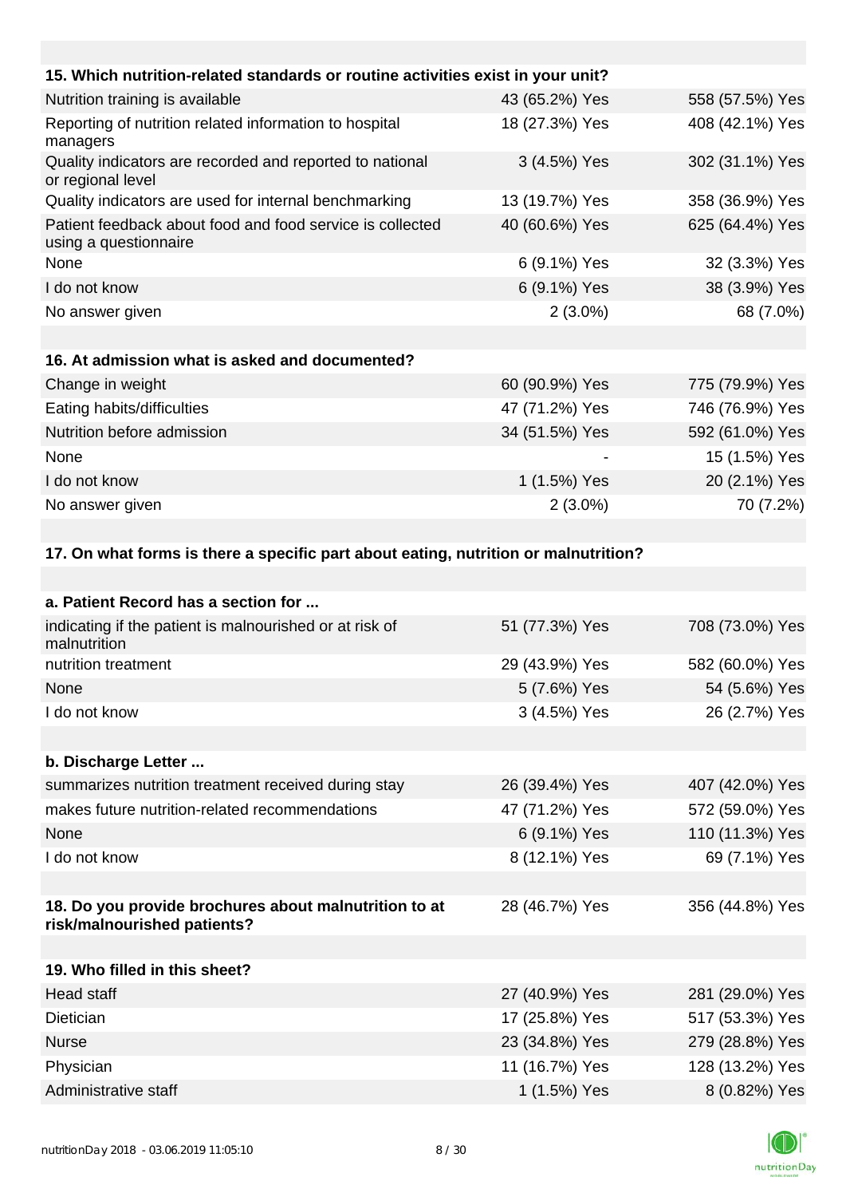| 15. Which nutrition-related standards or routine activities exist in your unit? | | |
|---|---|---|
| Nutrition training is available | 43 (65.2%) Yes | 558 (57.5%) Yes |
| Reporting of nutrition related information to hospital managers | 18 (27.3%) Yes | 408 (42.1%) Yes |
| Quality indicators are recorded and reported to national or regional level | 3 (4.5%) Yes | 302 (31.1%) Yes |
| Quality indicators are used for internal benchmarking | 13 (19.7%) Yes | 358 (36.9%) Yes |
| Patient feedback about food and food service is collected using a questionnaire | 40 (60.6%) Yes | 625 (64.4%) Yes |
| None | 6 (9.1%) Yes | 32 (3.3%) Yes |
| I do not know | 6 (9.1%) Yes | 38 (3.9%) Yes |
| No answer given | 2 (3.0%) | 68 (7.0%) |

| 16. At admission what is asked and documented? | | |
|---|---|---|
| Change in weight | 60 (90.9%) Yes | 775 (79.9%) Yes |
| Eating habits/difficulties | 47 (71.2%) Yes | 746 (76.9%) Yes |
| Nutrition before admission | 34 (51.5%) Yes | 592 (61.0%) Yes |
| None | - | 15 (1.5%) Yes |
| I do not know | 1 (1.5%) Yes | 20 (2.1%) Yes |
| No answer given | 2 (3.0%) | 70 (7.2%) |

**17. On what forms is there a specific part about eating, nutrition or malnutrition?**

| a. Patient Record has a section for ... | | |
|---|---|---|
| indicating if the patient is malnourished or at risk of malnutrition | 51 (77.3%) Yes | 708 (73.0%) Yes |
| nutrition treatment | 29 (43.9%) Yes | 582 (60.0%) Yes |
| None | 5 (7.6%) Yes | 54 (5.6%) Yes |
| I do not know | 3 (4.5%) Yes | 26 (2.7%) Yes |

| b. Discharge Letter ... | | |
|---|---|---|
| summarizes nutrition treatment received during stay | 26 (39.4%) Yes | 407 (42.0%) Yes |
| makes future nutrition-related recommendations | 47 (71.2%) Yes | 572 (59.0%) Yes |
| None | 6 (9.1%) Yes | 110 (11.3%) Yes |
| I do not know | 8 (12.1%) Yes | 69 (7.1%) Yes |

| 18. Do you provide brochures about malnutrition to at risk/malnourished patients? | 28 (46.7%) Yes | 356 (44.8%) Yes |
|---|---|---|

| 19. Who filled in this sheet? | | |
|---|---|---|
| Head staff | 27 (40.9%) Yes | 281 (29.0%) Yes |
| Dietician | 17 (25.8%) Yes | 517 (53.3%) Yes |
| Nurse | 23 (34.8%) Yes | 279 (28.8%) Yes |
| Physician | 11 (16.7%) Yes | 128 (13.2%) Yes |
| Administrative staff | 1 (1.5%) Yes | 8 (0.82%) Yes |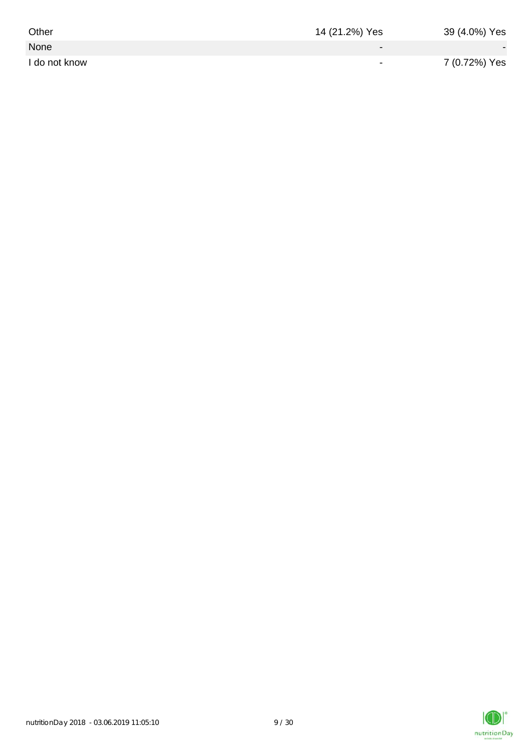| | | |
|---|---|---|
| Other | 14 (21.2%) Yes | 39 (4.0%) Yes |
| None | - | - |
| I do not know | - | 7 (0.72%) Yes |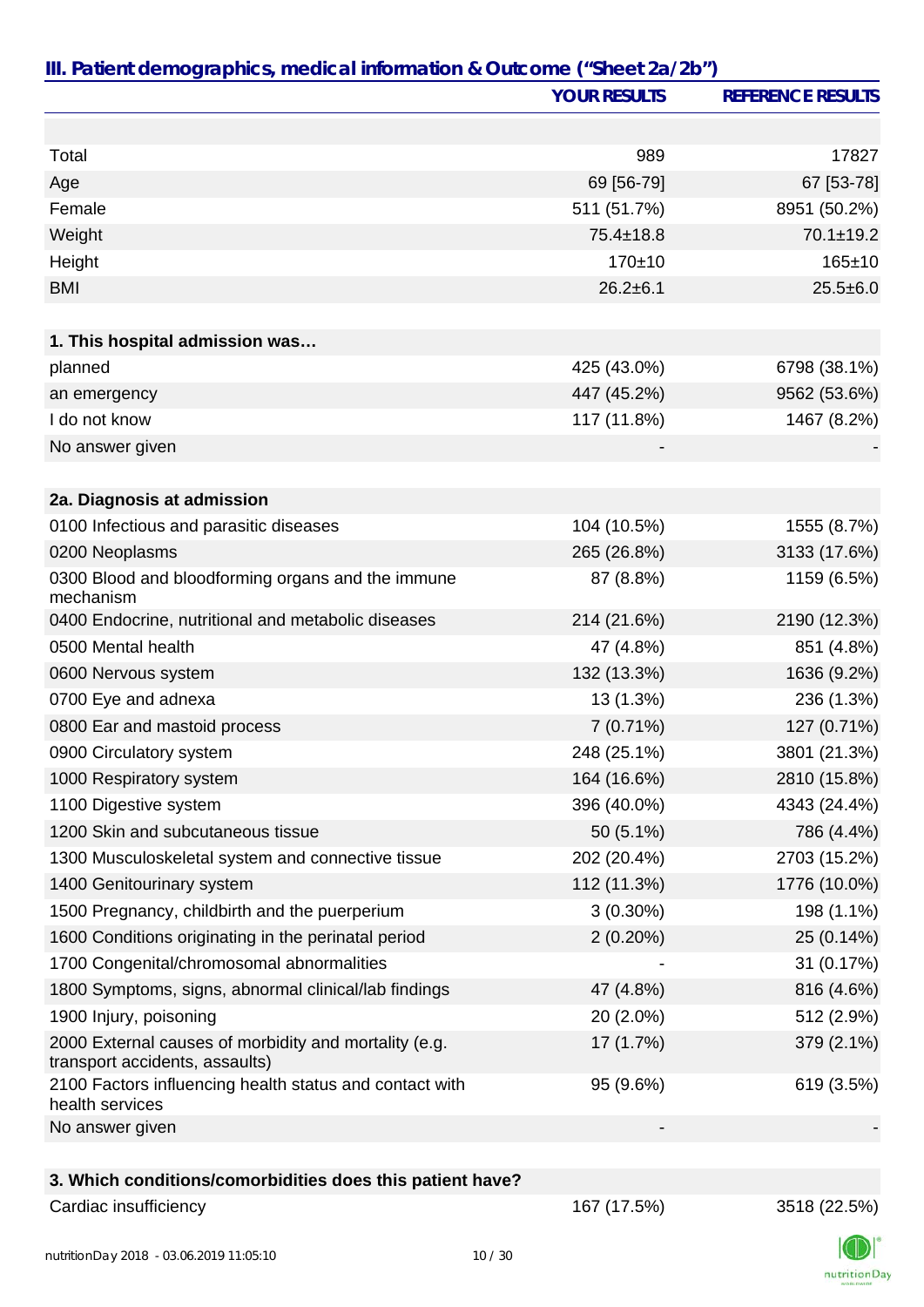## III. Patient demographics, medical information & Outcome ("Sheet 2a/2b")

| | YOUR RESULTS | REFERENCE RESULTS |
|---|---|---|
| | | |
| Total | 989 | 17827 |
| Age | 69 [56-79] | 67 [53-78] |
| Female | 511 (51.7%) | 8951 (50.2%) |
| Weight | 75.4±18.8 | 70.1±19.2 |
| Height | 170±10 | 165±10 |
| BMI | 26.2±6.1 | 25.5±6.0 |
| | | |
| **1. This hospital admission was…** | | |
| planned | 425 (43.0%) | 6798 (38.1%) |
| an emergency | 447 (45.2%) | 9562 (53.6%) |
| I do not know | 117 (11.8%) | 1467 (8.2%) |
| No answer given | - | - |
| | | |
| **2a. Diagnosis at admission** | | |
| 0100 Infectious and parasitic diseases | 104 (10.5%) | 1555 (8.7%) |
| 0200 Neoplasms | 265 (26.8%) | 3133 (17.6%) |
| 0300 Blood and bloodforming organs and the immune mechanism | 87 (8.8%) | 1159 (6.5%) |
| 0400 Endocrine, nutritional and metabolic diseases | 214 (21.6%) | 2190 (12.3%) |
| 0500 Mental health | 47 (4.8%) | 851 (4.8%) |
| 0600 Nervous system | 132 (13.3%) | 1636 (9.2%) |
| 0700 Eye and adnexa | 13 (1.3%) | 236 (1.3%) |
| 0800 Ear and mastoid process | 7 (0.71%) | 127 (0.71%) |
| 0900 Circulatory system | 248 (25.1%) | 3801 (21.3%) |
| 1000 Respiratory system | 164 (16.6%) | 2810 (15.8%) |
| 1100 Digestive system | 396 (40.0%) | 4343 (24.4%) |
| 1200 Skin and subcutaneous tissue | 50 (5.1%) | 786 (4.4%) |
| 1300 Musculoskeletal system and connective tissue | 202 (20.4%) | 2703 (15.2%) |
| 1400 Genitourinary system | 112 (11.3%) | 1776 (10.0%) |
| 1500 Pregnancy, childbirth and the puerperium | 3 (0.30%) | 198 (1.1%) |
| 1600 Conditions originating in the perinatal period | 2 (0.20%) | 25 (0.14%) |
| 1700 Congenital/chromosomal abnormalities | - | 31 (0.17%) |
| 1800 Symptoms, signs, abnormal clinical/lab findings | 47 (4.8%) | 816 (4.6%) |
| 1900 Injury, poisoning | 20 (2.0%) | 512 (2.9%) |
| 2000 External causes of morbidity and mortality (e.g. transport accidents, assaults) | 17 (1.7%) | 379 (2.1%) |
| 2100 Factors influencing health status and contact with health services | 95 (9.6%) | 619 (3.5%) |
| No answer given | - | - |
| | | |
| **3. Which conditions/comorbidities does this patient have?** | | |
| Cardiac insufficiency | 167 (17.5%) | 3518 (22.5%) |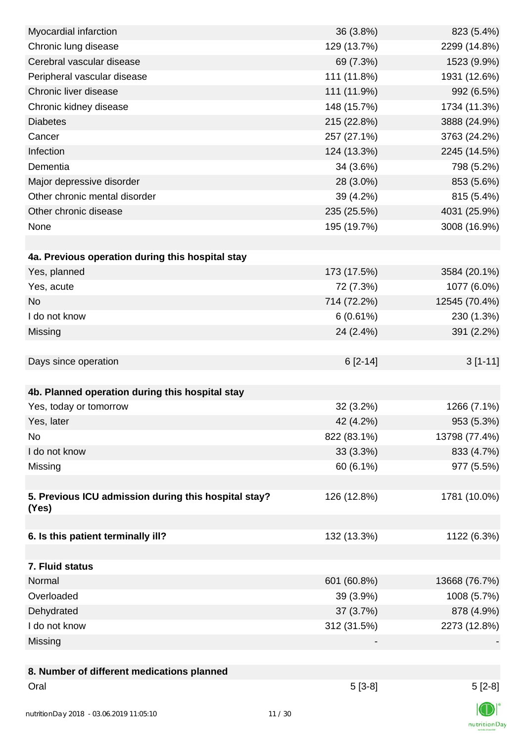| | | |
|---|---|---|
| Myocardial infarction | 36 (3.8%) | 823 (5.4%) |
| Chronic lung disease | 129 (13.7%) | 2299 (14.8%) |
| Cerebral vascular disease | 69 (7.3%) | 1523 (9.9%) |
| Peripheral vascular disease | 111 (11.8%) | 1931 (12.6%) |
| Chronic liver disease | 111 (11.9%) | 992 (6.5%) |
| Chronic kidney disease | 148 (15.7%) | 1734 (11.3%) |
| Diabetes | 215 (22.8%) | 3888 (24.9%) |
| Cancer | 257 (27.1%) | 3763 (24.2%) |
| Infection | 124 (13.3%) | 2245 (14.5%) |
| Dementia | 34 (3.6%) | 798 (5.2%) |
| Major depressive disorder | 28 (3.0%) | 853 (5.6%) |
| Other chronic mental disorder | 39 (4.2%) | 815 (5.4%) |
| Other chronic disease | 235 (25.5%) | 4031 (25.9%) |
| None | 195 (19.7%) | 3008 (16.9%) |
| | | |
| **4a. Previous operation during this hospital stay** | | |
| Yes, planned | 173 (17.5%) | 3584 (20.1%) |
| Yes, acute | 72 (7.3%) | 1077 (6.0%) |
| No | 714 (72.2%) | 12545 (70.4%) |
| I do not know | 6 (0.61%) | 230 (1.3%) |
| Missing | 24 (2.4%) | 391 (2.2%) |
| | | |
| Days since operation | 6 [2-14] | 3 [1-11] |
| | | |
| **4b. Planned operation during this hospital stay** | | |
| Yes, today or tomorrow | 32 (3.2%) | 1266 (7.1%) |
| Yes, later | 42 (4.2%) | 953 (5.3%) |
| No | 822 (83.1%) | 13798 (77.4%) |
| I do not know | 33 (3.3%) | 833 (4.7%) |
| Missing | 60 (6.1%) | 977 (5.5%) |
| | | |
| **5. Previous ICU admission during this hospital stay? (Yes)** | 126 (12.8%) | 1781 (10.0%) |
| | | |
| **6. Is this patient terminally ill?** | 132 (13.3%) | 1122 (6.3%) |
| | | |
| **7. Fluid status** | | |
| Normal | 601 (60.8%) | 13668 (76.7%) |
| Overloaded | 39 (3.9%) | 1008 (5.7%) |
| Dehydrated | 37 (3.7%) | 878 (4.9%) |
| I do not know | 312 (31.5%) | 2273 (12.8%) |
| Missing | - | - |
| | | |
| **8. Number of different medications planned** | | |
| Oral | 5 [3-8] | 5 [2-8] |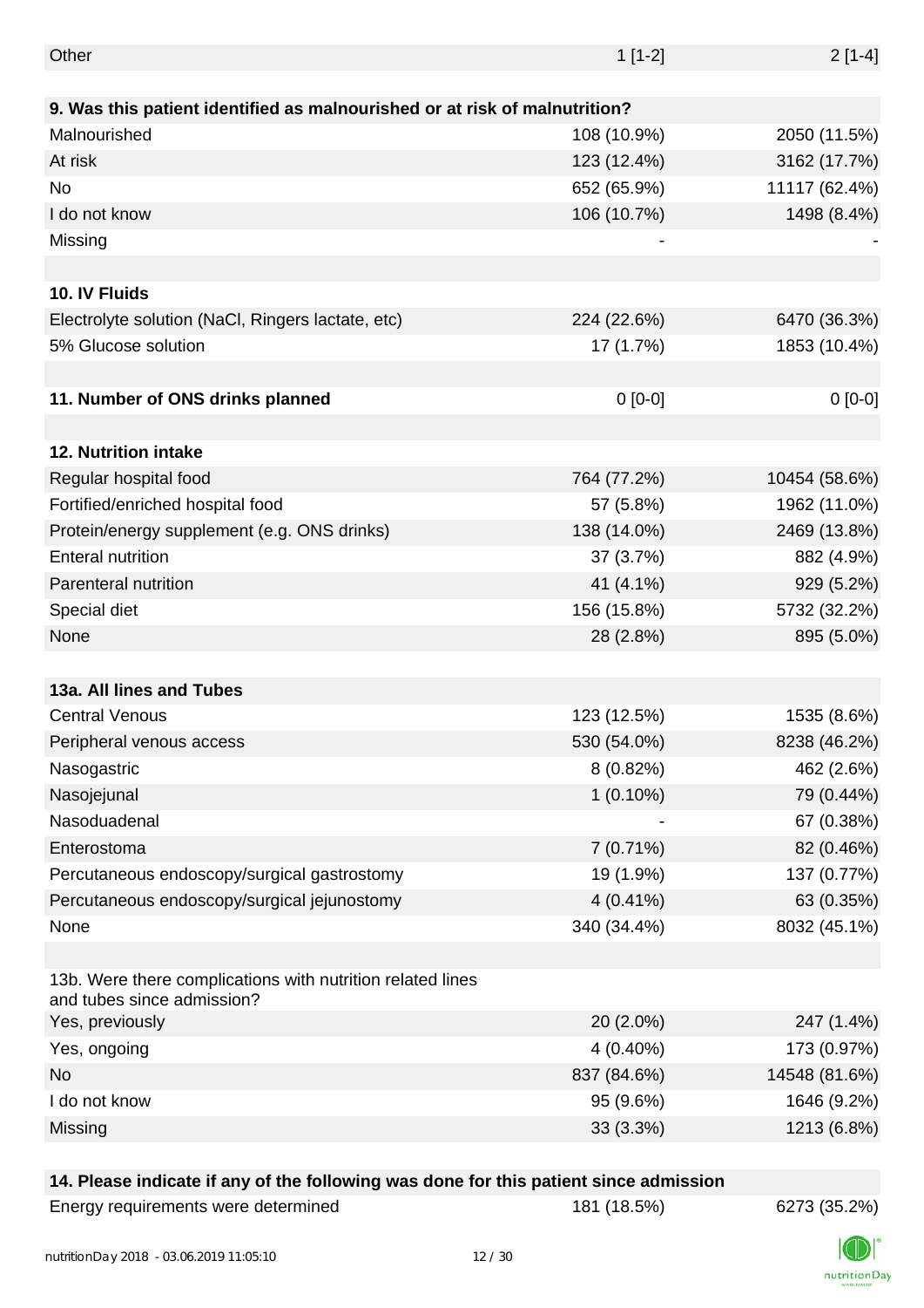| | | |
|---|---|---|
| Other | 1 [1-2] | 2 [1-4] |
| | | |
| **9. Was this patient identified as malnourished or at risk of malnutrition?** | | |
| Malnourished | 108 (10.9%) | 2050 (11.5%) |
| At risk | 123 (12.4%) | 3162 (17.7%) |
| No | 652 (65.9%) | 11117 (62.4%) |
| I do not know | 106 (10.7%) | 1498 (8.4%) |
| Missing | - | - |
| | | |
| **10. IV Fluids** | | |
| Electrolyte solution (NaCl, Ringers lactate, etc) | 224 (22.6%) | 6470 (36.3%) |
| 5% Glucose solution | 17 (1.7%) | 1853 (10.4%) |
| | | |
| **11. Number of ONS drinks planned** | 0 [0-0] | 0 [0-0] |
| | | |
| **12. Nutrition intake** | | |
| Regular hospital food | 764 (77.2%) | 10454 (58.6%) |
| Fortified/enriched hospital food | 57 (5.8%) | 1962 (11.0%) |
| Protein/energy supplement (e.g. ONS drinks) | 138 (14.0%) | 2469 (13.8%) |
| Enteral nutrition | 37 (3.7%) | 882 (4.9%) |
| Parenteral nutrition | 41 (4.1%) | 929 (5.2%) |
| Special diet | 156 (15.8%) | 5732 (32.2%) |
| None | 28 (2.8%) | 895 (5.0%) |
| | | |
| **13a. All lines and Tubes** | | |
| Central Venous | 123 (12.5%) | 1535 (8.6%) |
| Peripheral venous access | 530 (54.0%) | 8238 (46.2%) |
| Nasogastric | 8 (0.82%) | 462 (2.6%) |
| Nasojejunal | 1 (0.10%) | 79 (0.44%) |
| Nasoduadenal | - | 67 (0.38%) |
| Enterostoma | 7 (0.71%) | 82 (0.46%) |
| Percutaneous endoscopy/surgical gastrostomy | 19 (1.9%) | 137 (0.77%) |
| Percutaneous endoscopy/surgical jejunostomy | 4 (0.41%) | 63 (0.35%) |
| None | 340 (34.4%) | 8032 (45.1%) |
| | | |
| 13b. Were there complications with nutrition related lines and tubes since admission? | | |
| Yes, previously | 20 (2.0%) | 247 (1.4%) |
| Yes, ongoing | 4 (0.40%) | 173 (0.97%) |
| No | 837 (84.6%) | 14548 (81.6%) |
| I do not know | 95 (9.6%) | 1646 (9.2%) |
| Missing | 33 (3.3%) | 1213 (6.8%) |
| | | |
| **14. Please indicate if any of the following was done for this patient since admission** | | |
| Energy requirements were determined | 181 (18.5%) | 6273 (35.2%) |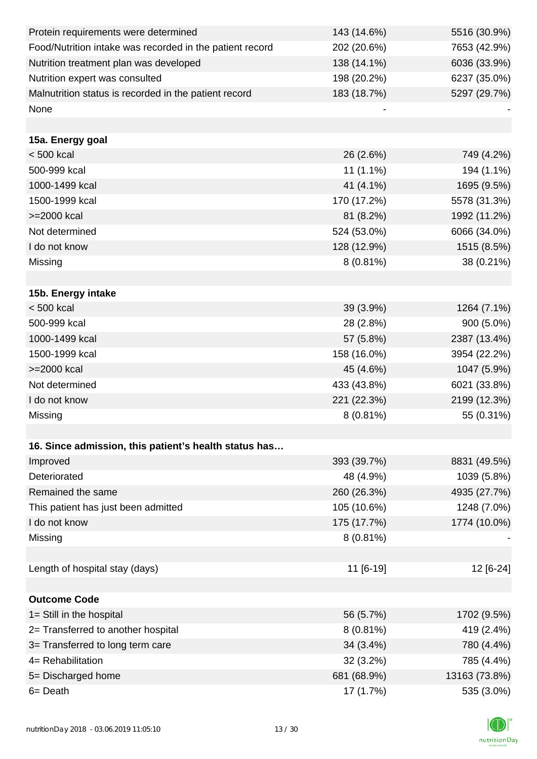| | | |
|---|---|---|
| Protein requirements were determined | 143 (14.6%) | 5516 (30.9%) |
| Food/Nutrition intake was recorded in the patient record | 202 (20.6%) | 7653 (42.9%) |
| Nutrition treatment plan was developed | 138 (14.1%) | 6036 (33.9%) |
| Nutrition expert was consulted | 198 (20.2%) | 6237 (35.0%) |
| Malnutrition status is recorded in the patient record | 183 (18.7%) | 5297 (29.7%) |
| None | - | - |
| | | |
| **15a. Energy goal** | | |
| < 500 kcal | 26 (2.6%) | 749 (4.2%) |
| 500-999 kcal | 11 (1.1%) | 194 (1.1%) |
| 1000-1499 kcal | 41 (4.1%) | 1695 (9.5%) |
| 1500-1999 kcal | 170 (17.2%) | 5578 (31.3%) |
| >=2000 kcal | 81 (8.2%) | 1992 (11.2%) |
| Not determined | 524 (53.0%) | 6066 (34.0%) |
| I do not know | 128 (12.9%) | 1515 (8.5%) |
| Missing | 8 (0.81%) | 38 (0.21%) |
| | | |
| **15b. Energy intake** | | |
| < 500 kcal | 39 (3.9%) | 1264 (7.1%) |
| 500-999 kcal | 28 (2.8%) | 900 (5.0%) |
| 1000-1499 kcal | 57 (5.8%) | 2387 (13.4%) |
| 1500-1999 kcal | 158 (16.0%) | 3954 (22.2%) |
| >=2000 kcal | 45 (4.6%) | 1047 (5.9%) |
| Not determined | 433 (43.8%) | 6021 (33.8%) |
| I do not know | 221 (22.3%) | 2199 (12.3%) |
| Missing | 8 (0.81%) | 55 (0.31%) |
| | | |
| **16. Since admission, this patient's health status has…** | | |
| Improved | 393 (39.7%) | 8831 (49.5%) |
| Deteriorated | 48 (4.9%) | 1039 (5.8%) |
| Remained the same | 260 (26.3%) | 4935 (27.7%) |
| This patient has just been admitted | 105 (10.6%) | 1248 (7.0%) |
| I do not know | 175 (17.7%) | 1774 (10.0%) |
| Missing | 8 (0.81%) | - |
| | | |
| Length of hospital stay (days) | 11 [6-19] | 12 [6-24] |
| | | |
| **Outcome Code** | | |
| 1= Still in the hospital | 56 (5.7%) | 1702 (9.5%) |
| 2= Transferred to another hospital | 8 (0.81%) | 419 (2.4%) |
| 3= Transferred to long term care | 34 (3.4%) | 780 (4.4%) |
| 4= Rehabilitation | 32 (3.2%) | 785 (4.4%) |
| 5= Discharged home | 681 (68.9%) | 13163 (73.8%) |
| 6= Death | 17 (1.7%) | 535 (3.0%) |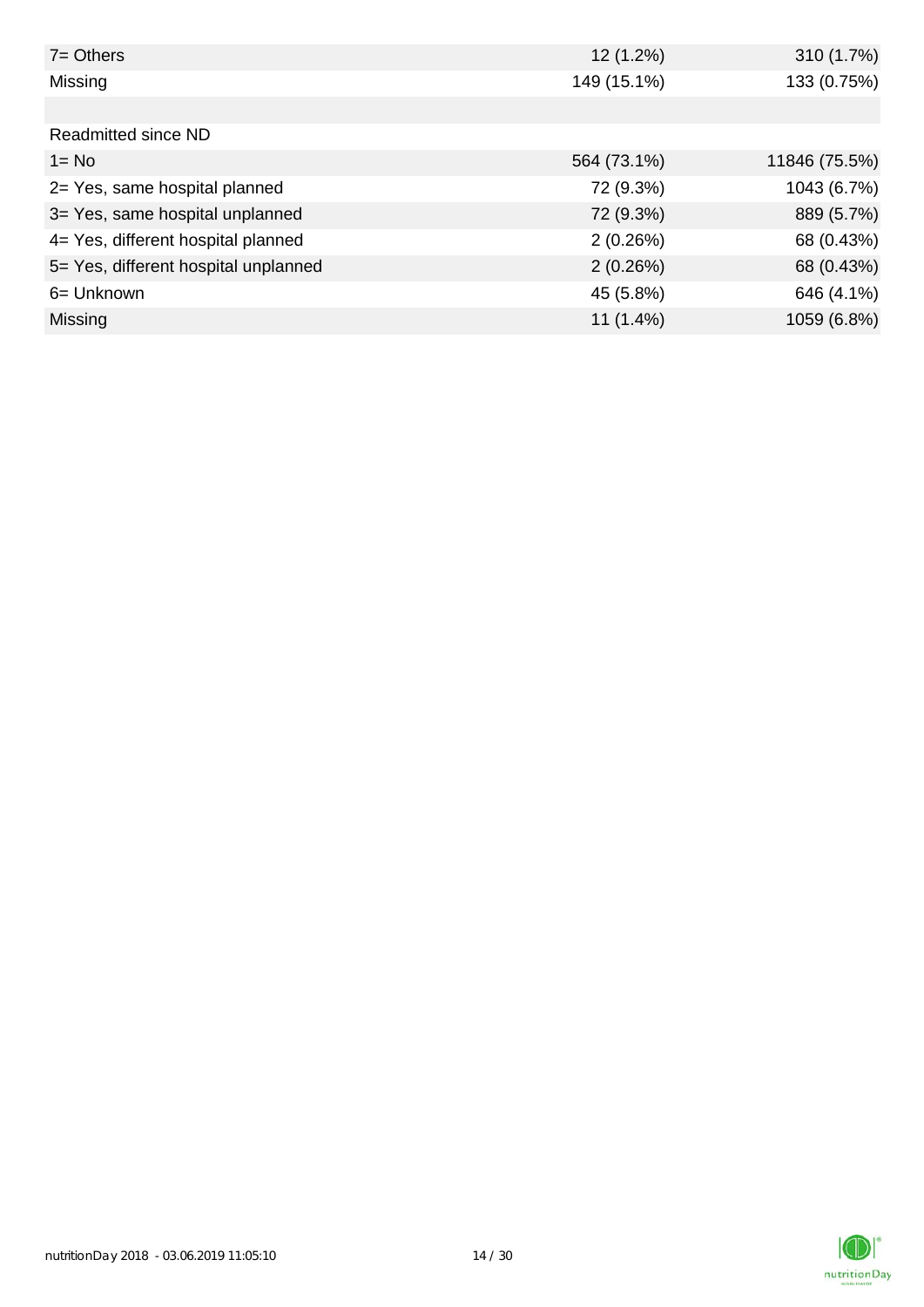| | | |
|---|---|---|
| 7= Others | 12 (1.2%) | 310 (1.7%) |
| Missing | 149 (15.1%) | 133 (0.75%) |
| | | |
| Readmitted since ND | | |
| 1= No | 564 (73.1%) | 11846 (75.5%) |
| 2= Yes, same hospital planned | 72 (9.3%) | 1043 (6.7%) |
| 3= Yes, same hospital unplanned | 72 (9.3%) | 889 (5.7%) |
| 4= Yes, different hospital planned | 2 (0.26%) | 68 (0.43%) |
| 5= Yes, different hospital unplanned | 2 (0.26%) | 68 (0.43%) |
| 6= Unknown | 45 (5.8%) | 646 (4.1%) |
| Missing | 11 (1.4%) | 1059 (6.8%) |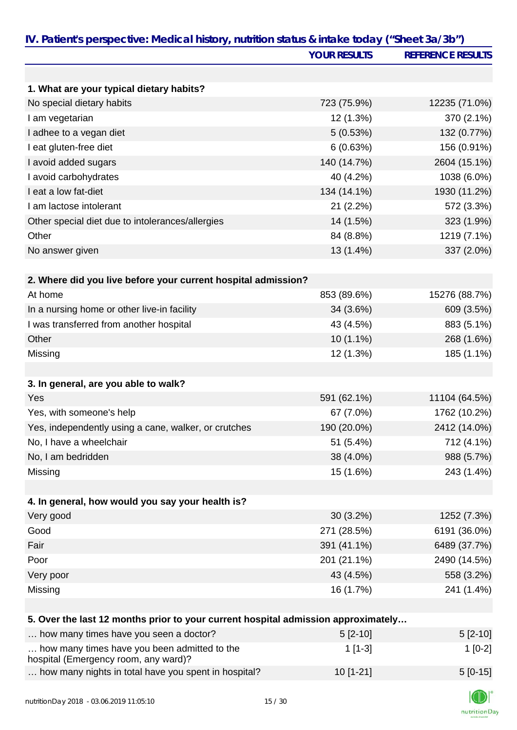## IV. Patient's perspective: Medical history, nutrition status & intake today ("Sheet 3a/3b")

| | YOUR RESULTS | REFERENCE RESULTS |
|---|---|---|
| **1. What are your typical dietary habits?** | | |
| No special dietary habits | 723 (75.9%) | 12235 (71.0%) |
| I am vegetarian | 12 (1.3%) | 370 (2.1%) |
| I adhee to a vegan diet | 5 (0.53%) | 132 (0.77%) |
| I eat gluten-free diet | 6 (0.63%) | 156 (0.91%) |
| I avoid added sugars | 140 (14.7%) | 2604 (15.1%) |
| I avoid carbohydrates | 40 (4.2%) | 1038 (6.0%) |
| I eat a low fat-diet | 134 (14.1%) | 1930 (11.2%) |
| I am lactose intolerant | 21 (2.2%) | 572 (3.3%) |
| Other special diet due to intolerances/allergies | 14 (1.5%) | 323 (1.9%) |
| Other | 84 (8.8%) | 1219 (7.1%) |
| No answer given | 13 (1.4%) | 337 (2.0%) |
| **2. Where did you live before your current hospital admission?** | | |
| At home | 853 (89.6%) | 15276 (88.7%) |
| In a nursing home or other live-in facility | 34 (3.6%) | 609 (3.5%) |
| I was transferred from another hospital | 43 (4.5%) | 883 (5.1%) |
| Other | 10 (1.1%) | 268 (1.6%) |
| Missing | 12 (1.3%) | 185 (1.1%) |
| **3. In general, are you able to walk?** | | |
| Yes | 591 (62.1%) | 11104 (64.5%) |
| Yes, with someone's help | 67 (7.0%) | 1762 (10.2%) |
| Yes, independently using a cane, walker, or crutches | 190 (20.0%) | 2412 (14.0%) |
| No, I have a wheelchair | 51 (5.4%) | 712 (4.1%) |
| No, I am bedridden | 38 (4.0%) | 988 (5.7%) |
| Missing | 15 (1.6%) | 243 (1.4%) |
| **4. In general, how would you say your health is?** | | |
| Very good | 30 (3.2%) | 1252 (7.3%) |
| Good | 271 (28.5%) | 6191 (36.0%) |
| Fair | 391 (41.1%) | 6489 (37.7%) |
| Poor | 201 (21.1%) | 2490 (14.5%) |
| Very poor | 43 (4.5%) | 558 (3.2%) |
| Missing | 16 (1.7%) | 241 (1.4%) |
| **5. Over the last 12 months prior to your current hospital admission approximately…** | | |
| … how many times have you seen a doctor? | 5 [2-10] | 5 [2-10] |
| … how many times have you been admitted to the hospital (Emergency room, any ward)? | 1 [1-3] | 1 [0-2] |
| … how many nights in total have you spent in hospital? | 10 [1-21] | 5 [0-15] |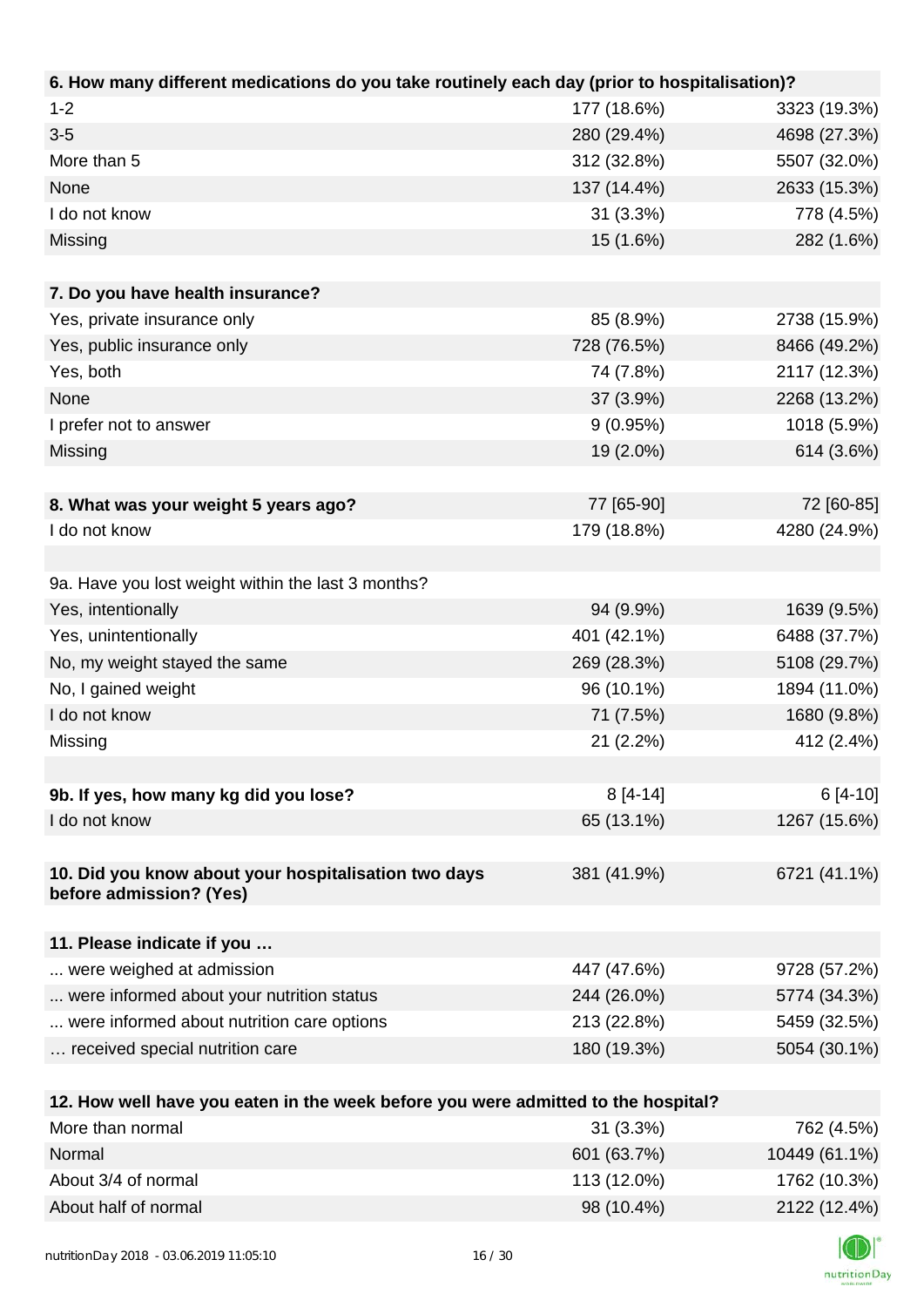| 6. How many different medications do you take routinely each day (prior to hospitalisation)? | | |
|---|---|---|
| 1-2 | 177 (18.6%) | 3323 (19.3%) |
| 3-5 | 280 (29.4%) | 4698 (27.3%) |
| More than 5 | 312 (32.8%) | 5507 (32.0%) |
| None | 137 (14.4%) | 2633 (15.3%) |
| I do not know | 31 (3.3%) | 778 (4.5%) |
| Missing | 15 (1.6%) | 282 (1.6%) |

| 7. Do you have health insurance? | | |
|---|---|---|
| Yes, private insurance only | 85 (8.9%) | 2738 (15.9%) |
| Yes, public insurance only | 728 (76.5%) | 8466 (49.2%) |
| Yes, both | 74 (7.8%) | 2117 (12.3%) |
| None | 37 (3.9%) | 2268 (13.2%) |
| I prefer not to answer | 9 (0.95%) | 1018 (5.9%) |
| Missing | 19 (2.0%) | 614 (3.6%) |

| 8. What was your weight 5 years ago? | 77 [65-90] | 72 [60-85] |
|---|---|---|
| I do not know | 179 (18.8%) | 4280 (24.9%) |

| 9a. Have you lost weight within the last 3 months? | | |
|---|---|---|
| Yes, intentionally | 94 (9.9%) | 1639 (9.5%) |
| Yes, unintentionally | 401 (42.1%) | 6488 (37.7%) |
| No, my weight stayed the same | 269 (28.3%) | 5108 (29.7%) |
| No, I gained weight | 96 (10.1%) | 1894 (11.0%) |
| I do not know | 71 (7.5%) | 1680 (9.8%) |
| Missing | 21 (2.2%) | 412 (2.4%) |

| 9b. If yes, how many kg did you lose? | 8 [4-14] | 6 [4-10] |
|---|---|---|
| I do not know | 65 (13.1%) | 1267 (15.6%) |

| 10. Did you know about your hospitalisation two days before admission? (Yes) | 381 (41.9%) | 6721 (41.1%) |
|---|---|---|

| 11. Please indicate if you … | | |
|---|---|---|
| ... were weighed at admission | 447 (47.6%) | 9728 (57.2%) |
| ... were informed about your nutrition status | 244 (26.0%) | 5774 (34.3%) |
| ... were informed about nutrition care options | 213 (22.8%) | 5459 (32.5%) |
| … received special nutrition care | 180 (19.3%) | 5054 (30.1%) |

| 12. How well have you eaten in the week before you were admitted to the hospital? | | |
|---|---|---|
| More than normal | 31 (3.3%) | 762 (4.5%) |
| Normal | 601 (63.7%) | 10449 (61.1%) |
| About 3/4 of normal | 113 (12.0%) | 1762 (10.3%) |
| About half of normal | 98 (10.4%) | 2122 (12.4%) |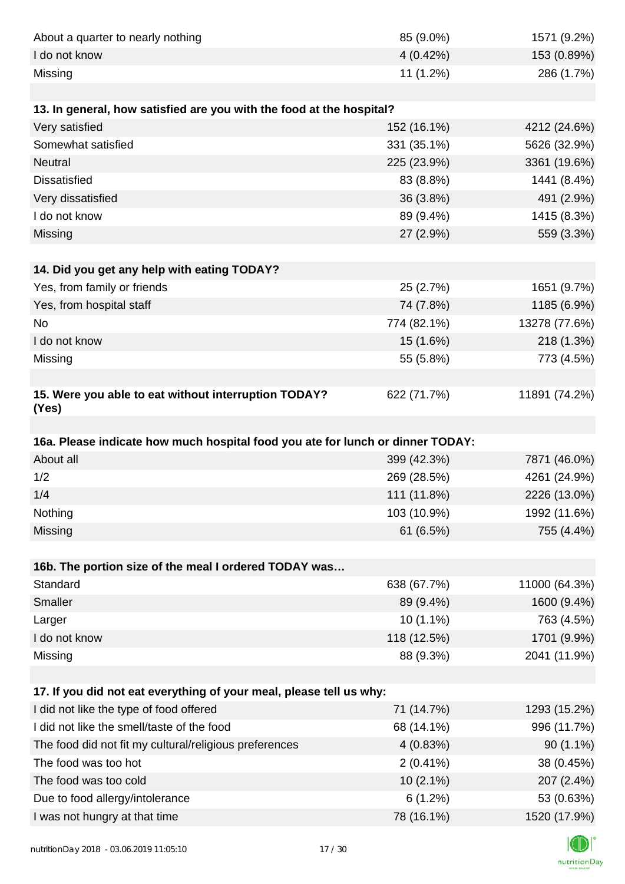| | | |
|---|---|---|
| About a quarter to nearly nothing | 85 (9.0%) | 1571 (9.2%) |
| I do not know | 4 (0.42%) | 153 (0.89%) |
| Missing | 11 (1.2%) | 286 (1.7%) |

| 13. In general, how satisfied are you with the food at the hospital? | | |
|---|---|---|
| Very satisfied | 152 (16.1%) | 4212 (24.6%) |
| Somewhat satisfied | 331 (35.1%) | 5626 (32.9%) |
| Neutral | 225 (23.9%) | 3361 (19.6%) |
| Dissatisfied | 83 (8.8%) | 1441 (8.4%) |
| Very dissatisfied | 36 (3.8%) | 491 (2.9%) |
| I do not know | 89 (9.4%) | 1415 (8.3%) |
| Missing | 27 (2.9%) | 559 (3.3%) |

| 14. Did you get any help with eating TODAY? | | |
|---|---|---|
| Yes, from family or friends | 25 (2.7%) | 1651 (9.7%) |
| Yes, from hospital staff | 74 (7.8%) | 1185 (6.9%) |
| No | 774 (82.1%) | 13278 (77.6%) |
| I do not know | 15 (1.6%) | 218 (1.3%) |
| Missing | 55 (5.8%) | 773 (4.5%) |

| 15. Were you able to eat without interruption TODAY? (Yes) | 622 (71.7%) | 11891 (74.2%) |
|---|---|---|

| 16a. Please indicate how much hospital food you ate for lunch or dinner TODAY: | | |
|---|---|---|
| About all | 399 (42.3%) | 7871 (46.0%) |
| 1/2 | 269 (28.5%) | 4261 (24.9%) |
| 1/4 | 111 (11.8%) | 2226 (13.0%) |
| Nothing | 103 (10.9%) | 1992 (11.6%) |
| Missing | 61 (6.5%) | 755 (4.4%) |

| 16b. The portion size of the meal I ordered TODAY was… | | |
|---|---|---|
| Standard | 638 (67.7%) | 11000 (64.3%) |
| Smaller | 89 (9.4%) | 1600 (9.4%) |
| Larger | 10 (1.1%) | 763 (4.5%) |
| I do not know | 118 (12.5%) | 1701 (9.9%) |
| Missing | 88 (9.3%) | 2041 (11.9%) |

| 17. If you did not eat everything of your meal, please tell us why: | | |
|---|---|---|
| I did not like the type of food offered | 71 (14.7%) | 1293 (15.2%) |
| I did not like the smell/taste of the food | 68 (14.1%) | 996 (11.7%) |
| The food did not fit my cultural/religious preferences | 4 (0.83%) | 90 (1.1%) |
| The food was too hot | 2 (0.41%) | 38 (0.45%) |
| The food was too cold | 10 (2.1%) | 207 (2.4%) |
| Due to food allergy/intolerance | 6 (1.2%) | 53 (0.63%) |
| I was not hungry at that time | 78 (16.1%) | 1520 (17.9%) |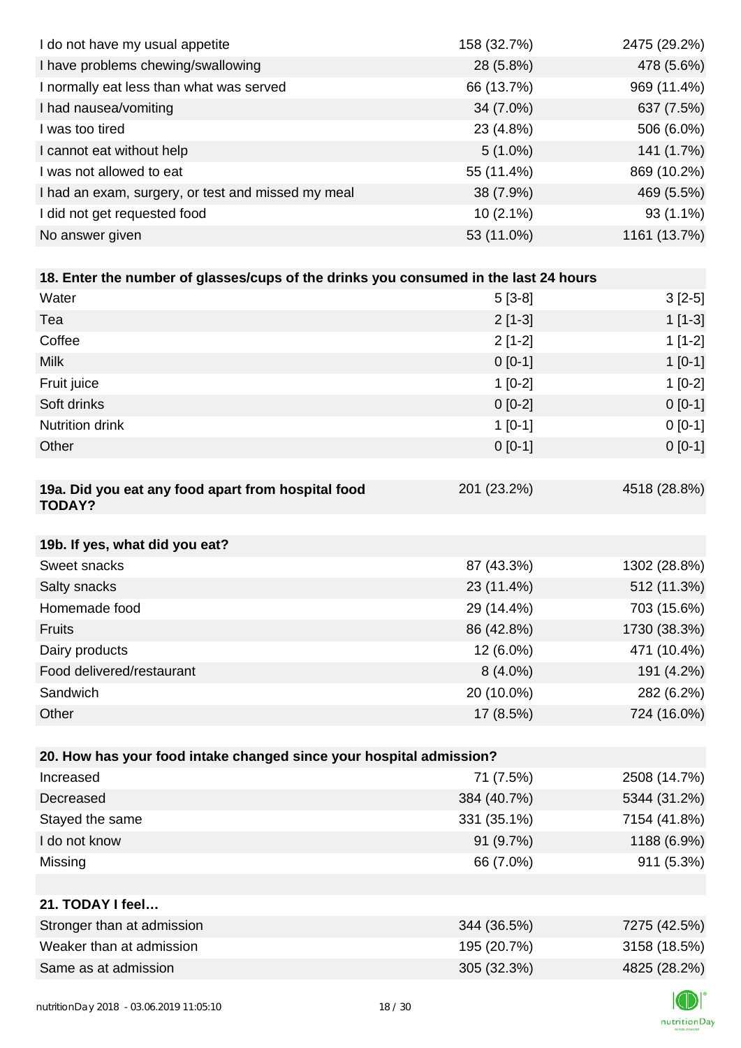| | | |
|---|---|---|
| I do not have my usual appetite | 158 (32.7%) | 2475 (29.2%) |
| I have problems chewing/swallowing | 28 (5.8%) | 478 (5.6%) |
| I normally eat less than what was served | 66 (13.7%) | 969 (11.4%) |
| I had nausea/vomiting | 34 (7.0%) | 637 (7.5%) |
| I was too tired | 23 (4.8%) | 506 (6.0%) |
| I cannot eat without help | 5 (1.0%) | 141 (1.7%) |
| I was not allowed to eat | 55 (11.4%) | 869 (10.2%) |
| I had an exam, surgery, or test and missed my meal | 38 (7.9%) | 469 (5.5%) |
| I did not get requested food | 10 (2.1%) | 93 (1.1%) |
| No answer given | 53 (11.0%) | 1161 (13.7%) |

| **18. Enter the number of glasses/cups of the drinks you consumed in the last 24 hours** | | |
|---|---|---|
| Water | 5 [3-8] | 3 [2-5] |
| Tea | 2 [1-3] | 1 [1-3] |
| Coffee | 2 [1-2] | 1 [1-2] |
| Milk | 0 [0-1] | 1 [0-1] |
| Fruit juice | 1 [0-2] | 1 [0-2] |
| Soft drinks | 0 [0-2] | 0 [0-1] |
| Nutrition drink | 1 [0-1] | 0 [0-1] |
| Other | 0 [0-1] | 0 [0-1] |

| **19a. Did you eat any food apart from hospital food TODAY?** | 201 (23.2%) | 4518 (28.8%) |
|---|---|---|

| **19b. If yes, what did you eat?** | | |
|---|---|---|
| Sweet snacks | 87 (43.3%) | 1302 (28.8%) |
| Salty snacks | 23 (11.4%) | 512 (11.3%) |
| Homemade food | 29 (14.4%) | 703 (15.6%) |
| Fruits | 86 (42.8%) | 1730 (38.3%) |
| Dairy products | 12 (6.0%) | 471 (10.4%) |
| Food delivered/restaurant | 8 (4.0%) | 191 (4.2%) |
| Sandwich | 20 (10.0%) | 282 (6.2%) |
| Other | 17 (8.5%) | 724 (16.0%) |

| **20. How has your food intake changed since your hospital admission?** | | |
|---|---|---|
| Increased | 71 (7.5%) | 2508 (14.7%) |
| Decreased | 384 (40.7%) | 5344 (31.2%) |
| Stayed the same | 331 (35.1%) | 7154 (41.8%) |
| I do not know | 91 (9.7%) | 1188 (6.9%) |
| Missing | 66 (7.0%) | 911 (5.3%) |

| **21. TODAY I feel…** | | |
|---|---|---|
| Stronger than at admission | 344 (36.5%) | 7275 (42.5%) |
| Weaker than at admission | 195 (20.7%) | 3158 (18.5%) |
| Same as at admission | 305 (32.3%) | 4825 (28.2%) |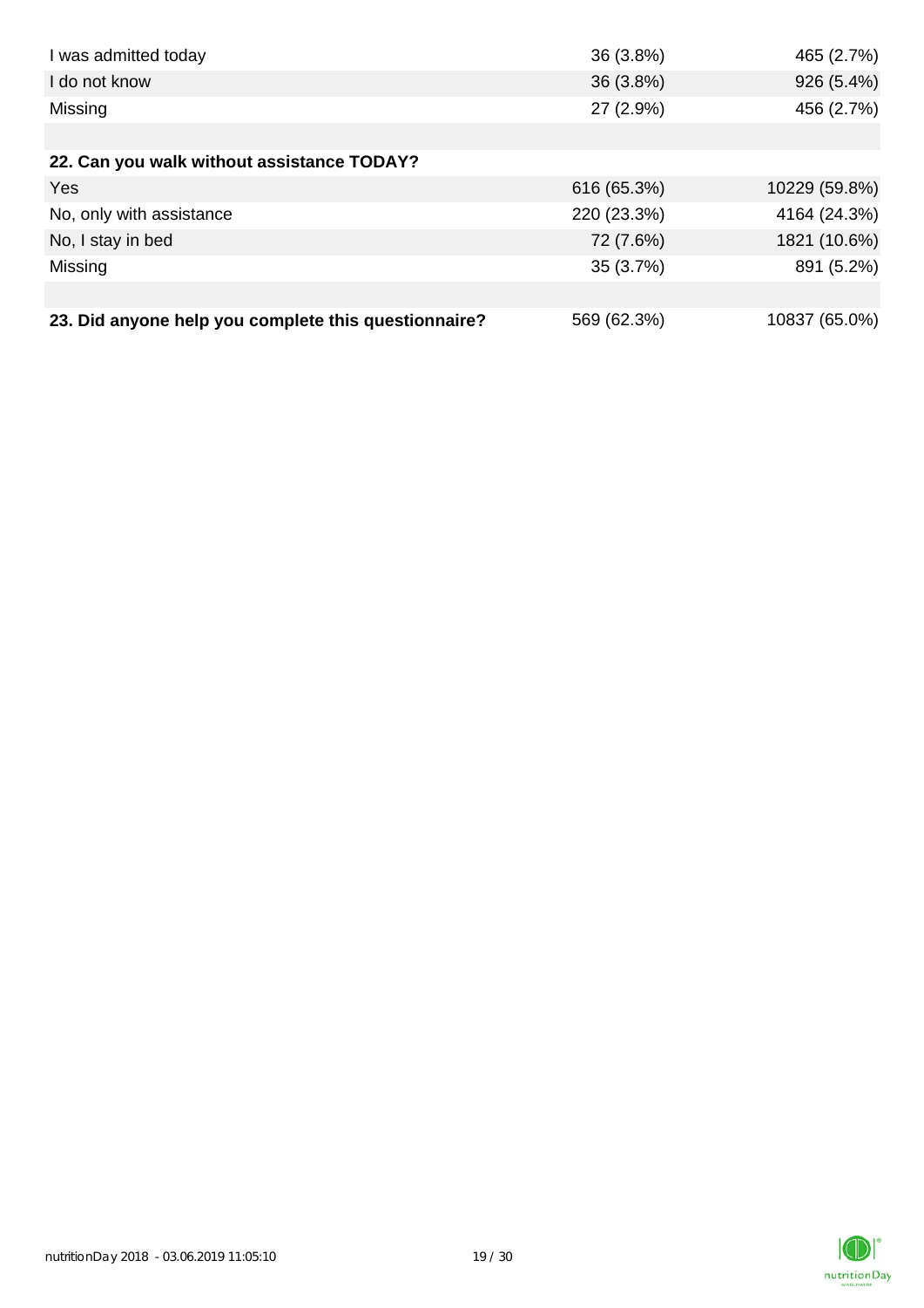| | | |
|---|---|---|
| I was admitted today | 36 (3.8%) | 465 (2.7%) |
| I do not know | 36 (3.8%) | 926 (5.4%) |
| Missing | 27 (2.9%) | 456 (2.7%) |
| | | |
| **22. Can you walk without assistance TODAY?** | | |
| Yes | 616 (65.3%) | 10229 (59.8%) |
| No, only with assistance | 220 (23.3%) | 4164 (24.3%) |
| No, I stay in bed | 72 (7.6%) | 1821 (10.6%) |
| Missing | 35 (3.7%) | 891 (5.2%) |
| | | |
| **23. Did anyone help you complete this questionnaire?** | 569 (62.3%) | 10837 (65.0%) |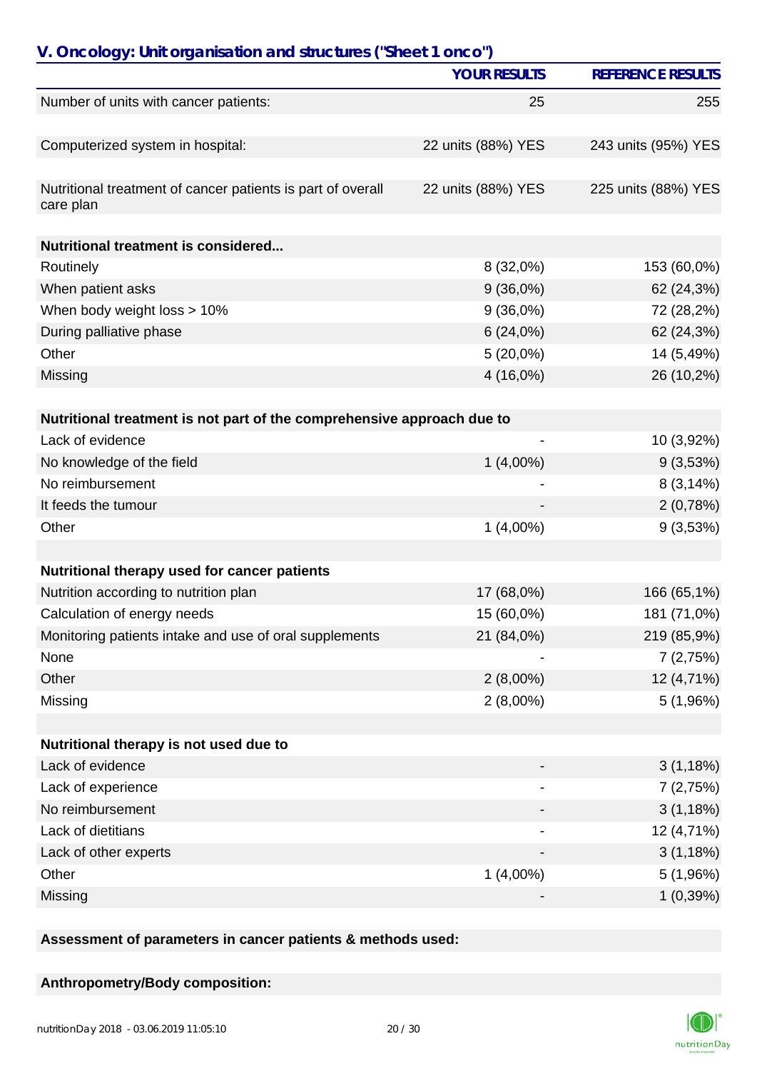## V. Oncology: Unit organisation and structures ("Sheet 1 onco")

| | YOUR RESULTS | REFERENCE RESULTS |
|---|---|---|
| Number of units with cancer patients: | 25 | 255 |
| Computerized system in hospital: | 22 units (88%) YES | 243 units (95%) YES |
| Nutritional treatment of cancer patients is part of overall care plan | 22 units (88%) YES | 225 units (88%) YES |
| **Nutritional treatment is considered...** | | |
| Routinely | 8 (32,0%) | 153 (60,0%) |
| When patient asks | 9 (36,0%) | 62 (24,3%) |
| When body weight loss > 10% | 9 (36,0%) | 72 (28,2%) |
| During palliative phase | 6 (24,0%) | 62 (24,3%) |
| Other | 5 (20,0%) | 14 (5,49%) |
| Missing | 4 (16,0%) | 26 (10,2%) |
| **Nutritional treatment is not part of the comprehensive approach due to** | | |
| Lack of evidence | - | 10 (3,92%) |
| No knowledge of the field | 1 (4,00%) | 9 (3,53%) |
| No reimbursement | - | 8 (3,14%) |
| It feeds the tumour | - | 2 (0,78%) |
| Other | 1 (4,00%) | 9 (3,53%) |
| **Nutritional therapy used for cancer patients** | | |
| Nutrition according to nutrition plan | 17 (68,0%) | 166 (65,1%) |
| Calculation of energy needs | 15 (60,0%) | 181 (71,0%) |
| Monitoring patients intake and use of oral supplements | 21 (84,0%) | 219 (85,9%) |
| None | - | 7 (2,75%) |
| Other | 2 (8,00%) | 12 (4,71%) |
| Missing | 2 (8,00%) | 5 (1,96%) |
| **Nutritional therapy is not used due to** | | |
| Lack of evidence | - | 3 (1,18%) |
| Lack of experience | - | 7 (2,75%) |
| No reimbursement | - | 3 (1,18%) |
| Lack of dietitians | - | 12 (4,71%) |
| Lack of other experts | - | 3 (1,18%) |
| Other | 1 (4,00%) | 5 (1,96%) |
| Missing | - | 1 (0,39%) |

**Assessment of parameters in cancer patients & methods used:**

**Anthropometry/Body composition:**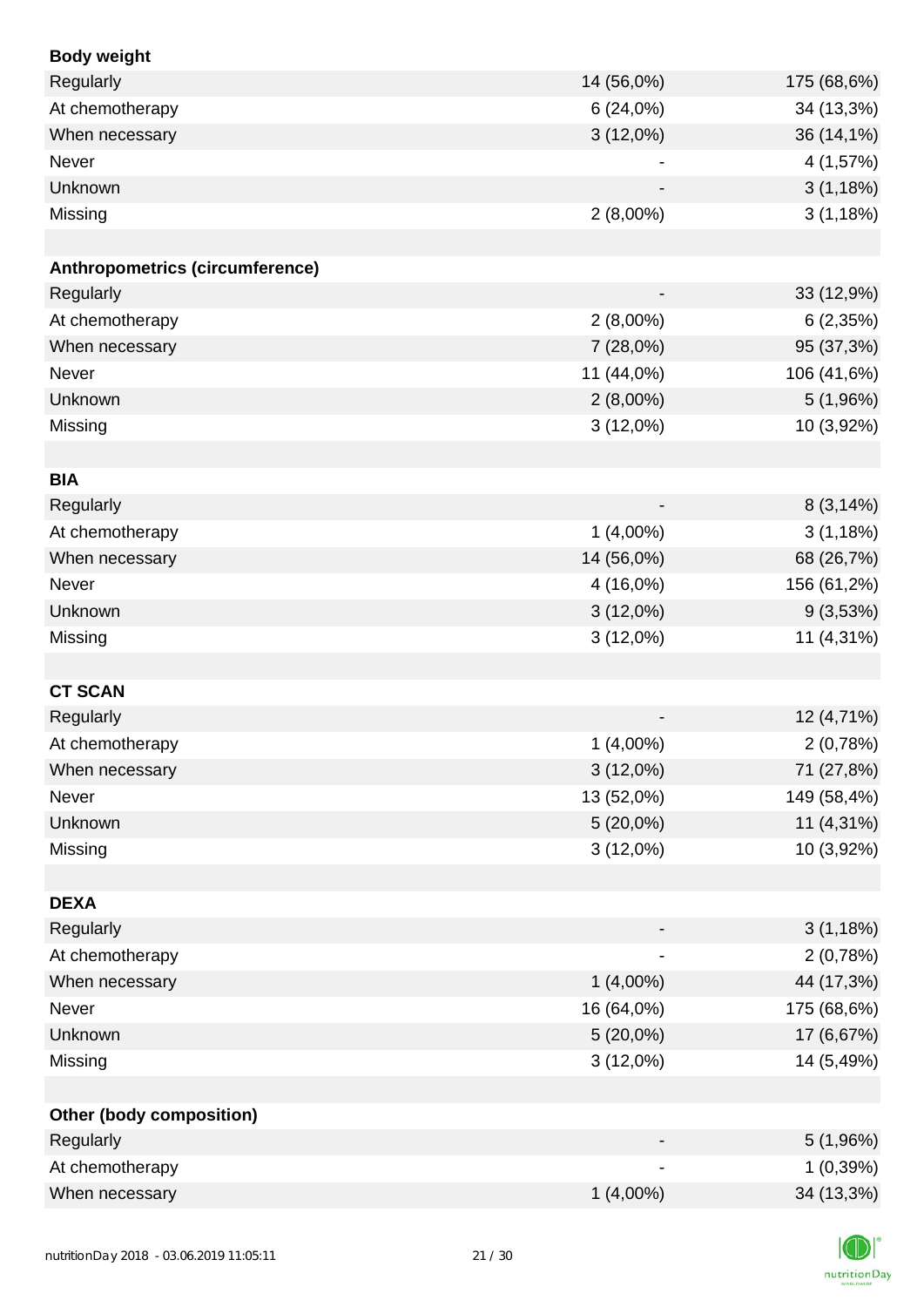| **Body weight** | | |
|---|---|---|
| Regularly | 14 (56,0%) | 175 (68,6%) |
| At chemotherapy | 6 (24,0%) | 34 (13,3%) |
| When necessary | 3 (12,0%) | 36 (14,1%) |
| Never | - | 4 (1,57%) |
| Unknown | - | 3 (1,18%) |
| Missing | 2 (8,00%) | 3 (1,18%) |
| | | |
| **Anthropometrics (circumference)** | | |
| Regularly | - | 33 (12,9%) |
| At chemotherapy | 2 (8,00%) | 6 (2,35%) |
| When necessary | 7 (28,0%) | 95 (37,3%) |
| Never | 11 (44,0%) | 106 (41,6%) |
| Unknown | 2 (8,00%) | 5 (1,96%) |
| Missing | 3 (12,0%) | 10 (3,92%) |
| | | |
| **BIA** | | |
| Regularly | - | 8 (3,14%) |
| At chemotherapy | 1 (4,00%) | 3 (1,18%) |
| When necessary | 14 (56,0%) | 68 (26,7%) |
| Never | 4 (16,0%) | 156 (61,2%) |
| Unknown | 3 (12,0%) | 9 (3,53%) |
| Missing | 3 (12,0%) | 11 (4,31%) |
| | | |
| **CT SCAN** | | |
| Regularly | - | 12 (4,71%) |
| At chemotherapy | 1 (4,00%) | 2 (0,78%) |
| When necessary | 3 (12,0%) | 71 (27,8%) |
| Never | 13 (52,0%) | 149 (58,4%) |
| Unknown | 5 (20,0%) | 11 (4,31%) |
| Missing | 3 (12,0%) | 10 (3,92%) |
| | | |
| **DEXA** | | |
| Regularly | - | 3 (1,18%) |
| At chemotherapy | - | 2 (0,78%) |
| When necessary | 1 (4,00%) | 44 (17,3%) |
| Never | 16 (64,0%) | 175 (68,6%) |
| Unknown | 5 (20,0%) | 17 (6,67%) |
| Missing | 3 (12,0%) | 14 (5,49%) |
| | | |
| **Other (body composition)** | | |
| Regularly | - | 5 (1,96%) |
| At chemotherapy | - | 1 (0,39%) |
| When necessary | 1 (4,00%) | 34 (13,3%) |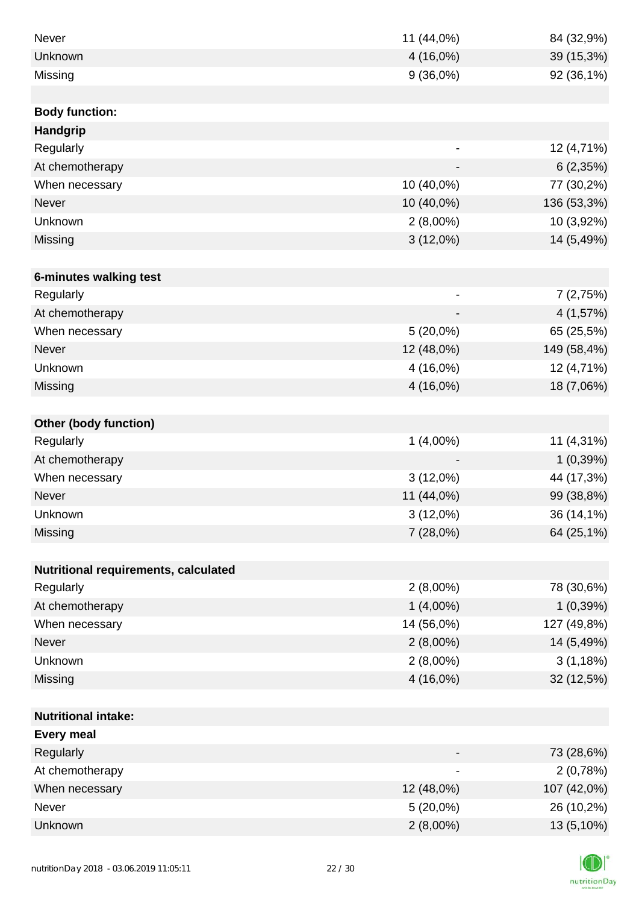| | | |
|---|---|---|
| Never | 11 (44,0%) | 84 (32,9%) |
| Unknown | 4 (16,0%) | 39 (15,3%) |
| Missing | 9 (36,0%) | 92 (36,1%) |
| | | |
| **Body function:** | | |
| **Handgrip** | | |
| Regularly | - | 12 (4,71%) |
| At chemotherapy | - | 6 (2,35%) |
| When necessary | 10 (40,0%) | 77 (30,2%) |
| Never | 10 (40,0%) | 136 (53,3%) |
| Unknown | 2 (8,00%) | 10 (3,92%) |
| Missing | 3 (12,0%) | 14 (5,49%) |
| | | |
| **6-minutes walking test** | | |
| Regularly | - | 7 (2,75%) |
| At chemotherapy | - | 4 (1,57%) |
| When necessary | 5 (20,0%) | 65 (25,5%) |
| Never | 12 (48,0%) | 149 (58,4%) |
| Unknown | 4 (16,0%) | 12 (4,71%) |
| Missing | 4 (16,0%) | 18 (7,06%) |
| | | |
| **Other (body function)** | | |
| Regularly | 1 (4,00%) | 11 (4,31%) |
| At chemotherapy | - | 1 (0,39%) |
| When necessary | 3 (12,0%) | 44 (17,3%) |
| Never | 11 (44,0%) | 99 (38,8%) |
| Unknown | 3 (12,0%) | 36 (14,1%) |
| Missing | 7 (28,0%) | 64 (25,1%) |
| | | |
| **Nutritional requirements, calculated** | | |
| Regularly | 2 (8,00%) | 78 (30,6%) |
| At chemotherapy | 1 (4,00%) | 1 (0,39%) |
| When necessary | 14 (56,0%) | 127 (49,8%) |
| Never | 2 (8,00%) | 14 (5,49%) |
| Unknown | 2 (8,00%) | 3 (1,18%) |
| Missing | 4 (16,0%) | 32 (12,5%) |
| | | |
| **Nutritional intake:** | | |
| **Every meal** | | |
| Regularly | - | 73 (28,6%) |
| At chemotherapy | - | 2 (0,78%) |
| When necessary | 12 (48,0%) | 107 (42,0%) |
| Never | 5 (20,0%) | 26 (10,2%) |
| Unknown | 2 (8,00%) | 13 (5,10%) |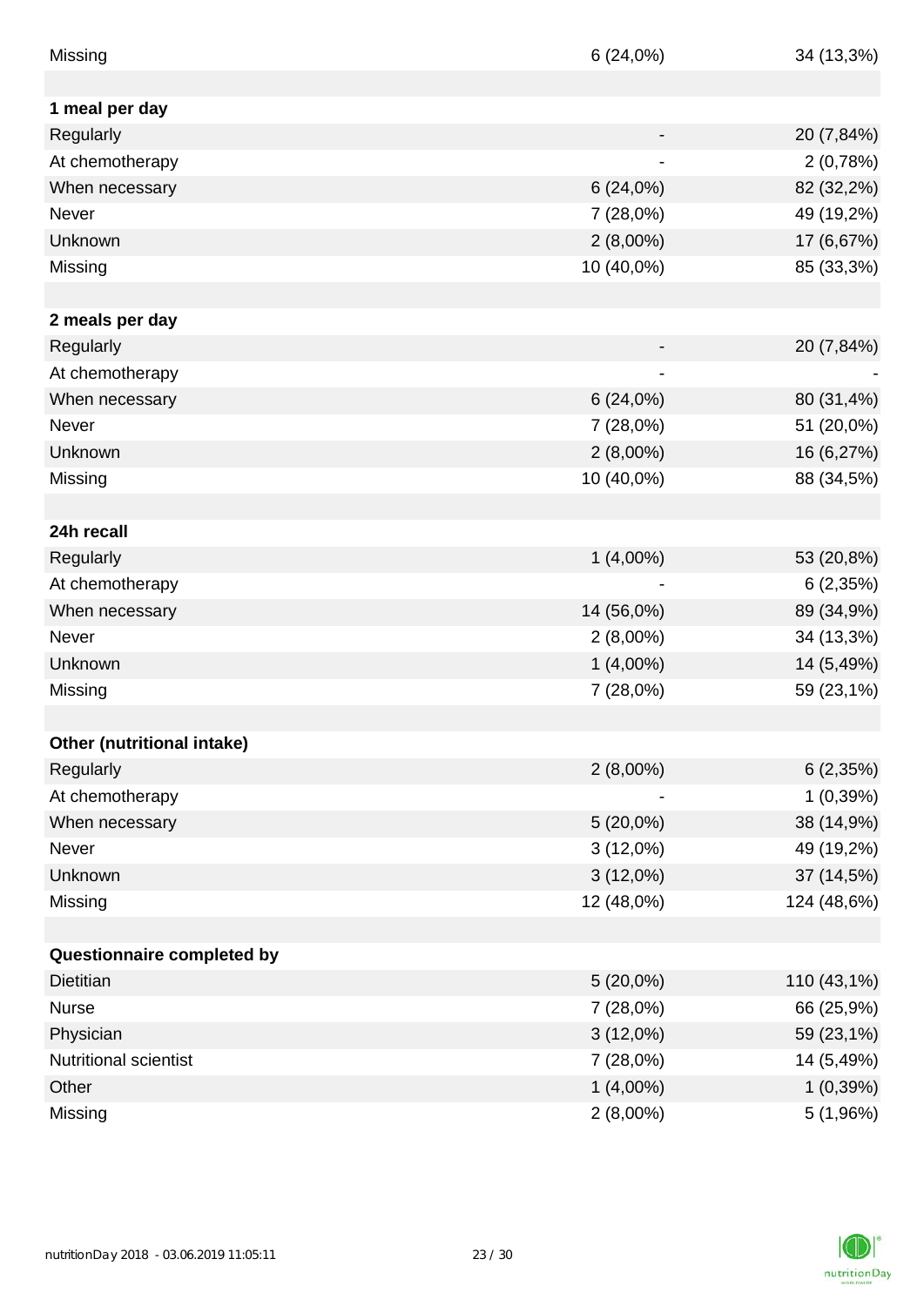| | | |
|---|---|---|
| Missing | 6 (24,0%) | 34 (13,3%) |
| | | |
| **1 meal per day** | | |
| Regularly | - | 20 (7,84%) |
| At chemotherapy | - | 2 (0,78%) |
| When necessary | 6 (24,0%) | 82 (32,2%) |
| Never | 7 (28,0%) | 49 (19,2%) |
| Unknown | 2 (8,00%) | 17 (6,67%) |
| Missing | 10 (40,0%) | 85 (33,3%) |
| | | |
| **2 meals per day** | | |
| Regularly | - | 20 (7,84%) |
| At chemotherapy | - | - |
| When necessary | 6 (24,0%) | 80 (31,4%) |
| Never | 7 (28,0%) | 51 (20,0%) |
| Unknown | 2 (8,00%) | 16 (6,27%) |
| Missing | 10 (40,0%) | 88 (34,5%) |
| | | |
| **24h recall** | | |
| Regularly | 1 (4,00%) | 53 (20,8%) |
| At chemotherapy | - | 6 (2,35%) |
| When necessary | 14 (56,0%) | 89 (34,9%) |
| Never | 2 (8,00%) | 34 (13,3%) |
| Unknown | 1 (4,00%) | 14 (5,49%) |
| Missing | 7 (28,0%) | 59 (23,1%) |
| | | |
| **Other (nutritional intake)** | | |
| Regularly | 2 (8,00%) | 6 (2,35%) |
| At chemotherapy | - | 1 (0,39%) |
| When necessary | 5 (20,0%) | 38 (14,9%) |
| Never | 3 (12,0%) | 49 (19,2%) |
| Unknown | 3 (12,0%) | 37 (14,5%) |
| Missing | 12 (48,0%) | 124 (48,6%) |
| | | |
| **Questionnaire completed by** | | |
| Dietitian | 5 (20,0%) | 110 (43,1%) |
| Nurse | 7 (28,0%) | 66 (25,9%) |
| Physician | 3 (12,0%) | 59 (23,1%) |
| Nutritional scientist | 7 (28,0%) | 14 (5,49%) |
| Other | 1 (4,00%) | 1 (0,39%) |
| Missing | 2 (8,00%) | 5 (1,96%) |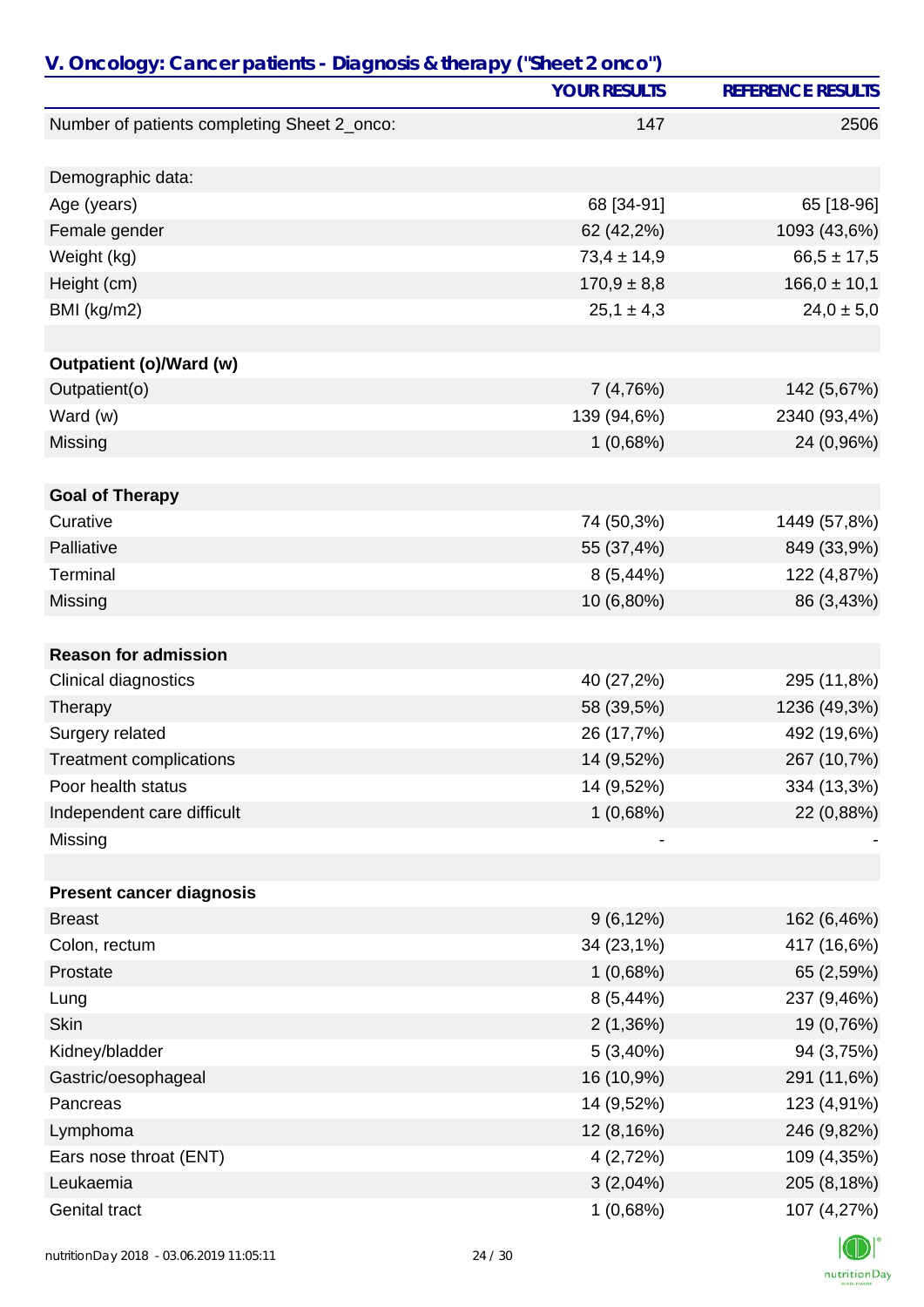## V. Oncology: Cancer patients - Diagnosis & therapy ("Sheet 2 onco")

| | YOUR RESULTS | REFERENCE RESULTS |
|---|---|---|
| Number of patients completing Sheet 2_onco: | 147 | 2506 |
| | | |
| Demographic data: | | |
| Age (years) | 68 [34-91] | 65 [18-96] |
| Female gender | 62 (42,2%) | 1093 (43,6%) |
| Weight (kg) | 73,4 ± 14,9 | 66,5 ± 17,5 |
| Height (cm) | 170,9 ± 8,8 | 166,0 ± 10,1 |
| BMI (kg/m2) | 25,1 ± 4,3 | 24,0 ± 5,0 |
| | | |
| **Outpatient (o)/Ward (w)** | | |
| Outpatient(o) | 7 (4,76%) | 142 (5,67%) |
| Ward (w) | 139 (94,6%) | 2340 (93,4%) |
| Missing | 1 (0,68%) | 24 (0,96%) |
| | | |
| **Goal of Therapy** | | |
| Curative | 74 (50,3%) | 1449 (57,8%) |
| Palliative | 55 (37,4%) | 849 (33,9%) |
| Terminal | 8 (5,44%) | 122 (4,87%) |
| Missing | 10 (6,80%) | 86 (3,43%) |
| | | |
| **Reason for admission** | | |
| Clinical diagnostics | 40 (27,2%) | 295 (11,8%) |
| Therapy | 58 (39,5%) | 1236 (49,3%) |
| Surgery related | 26 (17,7%) | 492 (19,6%) |
| Treatment complications | 14 (9,52%) | 267 (10,7%) |
| Poor health status | 14 (9,52%) | 334 (13,3%) |
| Independent care difficult | 1 (0,68%) | 22 (0,88%) |
| Missing | - | - |
| | | |
| **Present cancer diagnosis** | | |
| Breast | 9 (6,12%) | 162 (6,46%) |
| Colon, rectum | 34 (23,1%) | 417 (16,6%) |
| Prostate | 1 (0,68%) | 65 (2,59%) |
| Lung | 8 (5,44%) | 237 (9,46%) |
| Skin | 2 (1,36%) | 19 (0,76%) |
| Kidney/bladder | 5 (3,40%) | 94 (3,75%) |
| Gastric/oesophageal | 16 (10,9%) | 291 (11,6%) |
| Pancreas | 14 (9,52%) | 123 (4,91%) |
| Lymphoma | 12 (8,16%) | 246 (9,82%) |
| Ears nose throat (ENT) | 4 (2,72%) | 109 (4,35%) |
| Leukaemia | 3 (2,04%) | 205 (8,18%) |
| Genital tract | 1 (0,68%) | 107 (4,27%) |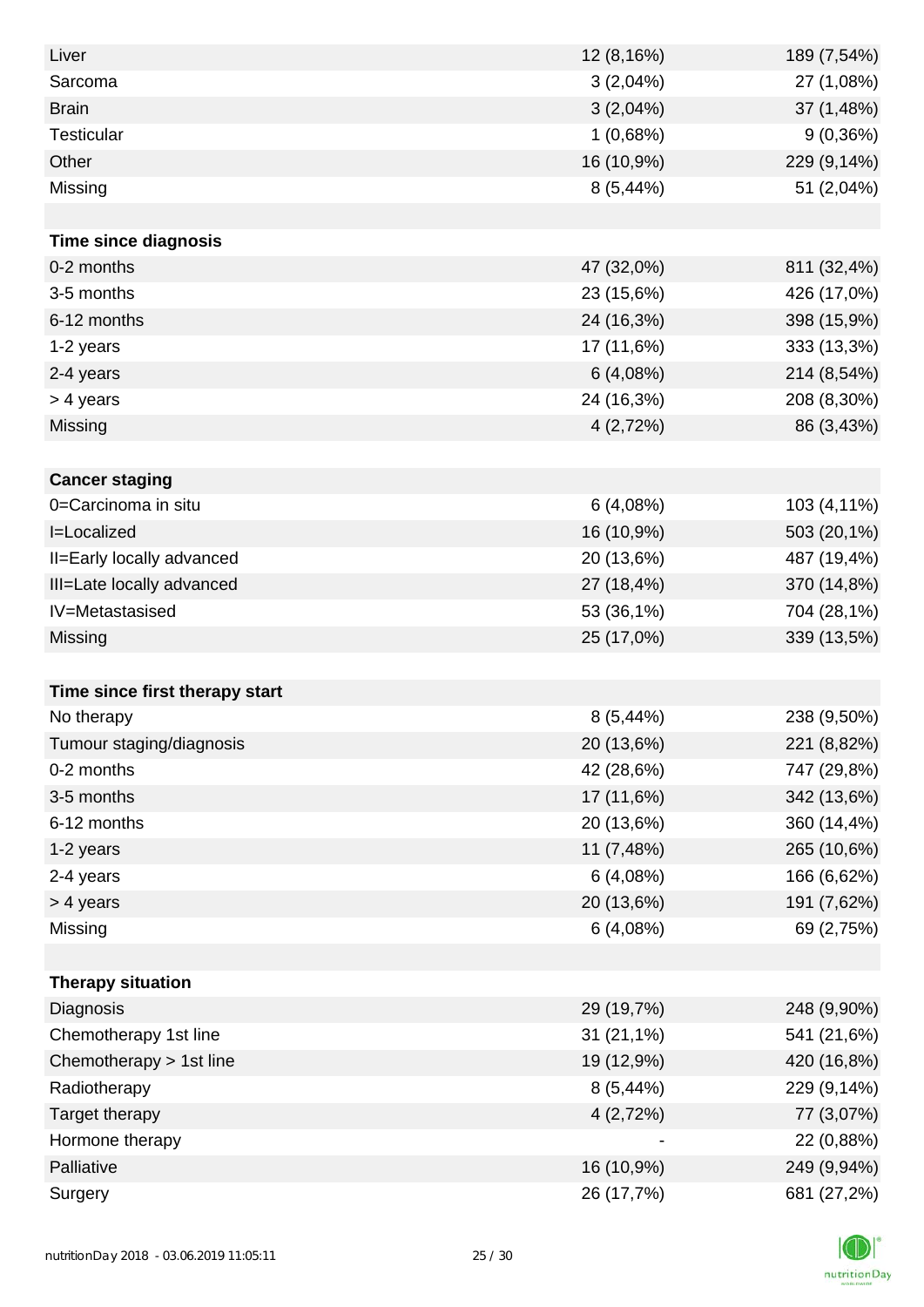| | | |
|---|---|---|
| Liver | 12 (8,16%) | 189 (7,54%) |
| Sarcoma | 3 (2,04%) | 27 (1,08%) |
| Brain | 3 (2,04%) | 37 (1,48%) |
| Testicular | 1 (0,68%) | 9 (0,36%) |
| Other | 16 (10,9%) | 229 (9,14%) |
| Missing | 8 (5,44%) | 51 (2,04%) |
| | | |
| **Time since diagnosis** | | |
| 0-2 months | 47 (32,0%) | 811 (32,4%) |
| 3-5 months | 23 (15,6%) | 426 (17,0%) |
| 6-12 months | 24 (16,3%) | 398 (15,9%) |
| 1-2 years | 17 (11,6%) | 333 (13,3%) |
| 2-4 years | 6 (4,08%) | 214 (8,54%) |
| > 4 years | 24 (16,3%) | 208 (8,30%) |
| Missing | 4 (2,72%) | 86 (3,43%) |
| | | |
| **Cancer staging** | | |
| 0=Carcinoma in situ | 6 (4,08%) | 103 (4,11%) |
| I=Localized | 16 (10,9%) | 503 (20,1%) |
| II=Early locally advanced | 20 (13,6%) | 487 (19,4%) |
| III=Late locally advanced | 27 (18,4%) | 370 (14,8%) |
| IV=Metastasised | 53 (36,1%) | 704 (28,1%) |
| Missing | 25 (17,0%) | 339 (13,5%) |
| | | |
| **Time since first therapy start** | | |
| No therapy | 8 (5,44%) | 238 (9,50%) |
| Tumour staging/diagnosis | 20 (13,6%) | 221 (8,82%) |
| 0-2 months | 42 (28,6%) | 747 (29,8%) |
| 3-5 months | 17 (11,6%) | 342 (13,6%) |
| 6-12 months | 20 (13,6%) | 360 (14,4%) |
| 1-2 years | 11 (7,48%) | 265 (10,6%) |
| 2-4 years | 6 (4,08%) | 166 (6,62%) |
| > 4 years | 20 (13,6%) | 191 (7,62%) |
| Missing | 6 (4,08%) | 69 (2,75%) |
| | | |
| **Therapy situation** | | |
| Diagnosis | 29 (19,7%) | 248 (9,90%) |
| Chemotherapy 1st line | 31 (21,1%) | 541 (21,6%) |
| Chemotherapy > 1st line | 19 (12,9%) | 420 (16,8%) |
| Radiotherapy | 8 (5,44%) | 229 (9,14%) |
| Target therapy | 4 (2,72%) | 77 (3,07%) |
| Hormone therapy | - | 22 (0,88%) |
| Palliative | 16 (10,9%) | 249 (9,94%) |
| Surgery | 26 (17,7%) | 681 (27,2%) |

nutritionDay 2018 - 03.06.2019 11:05:11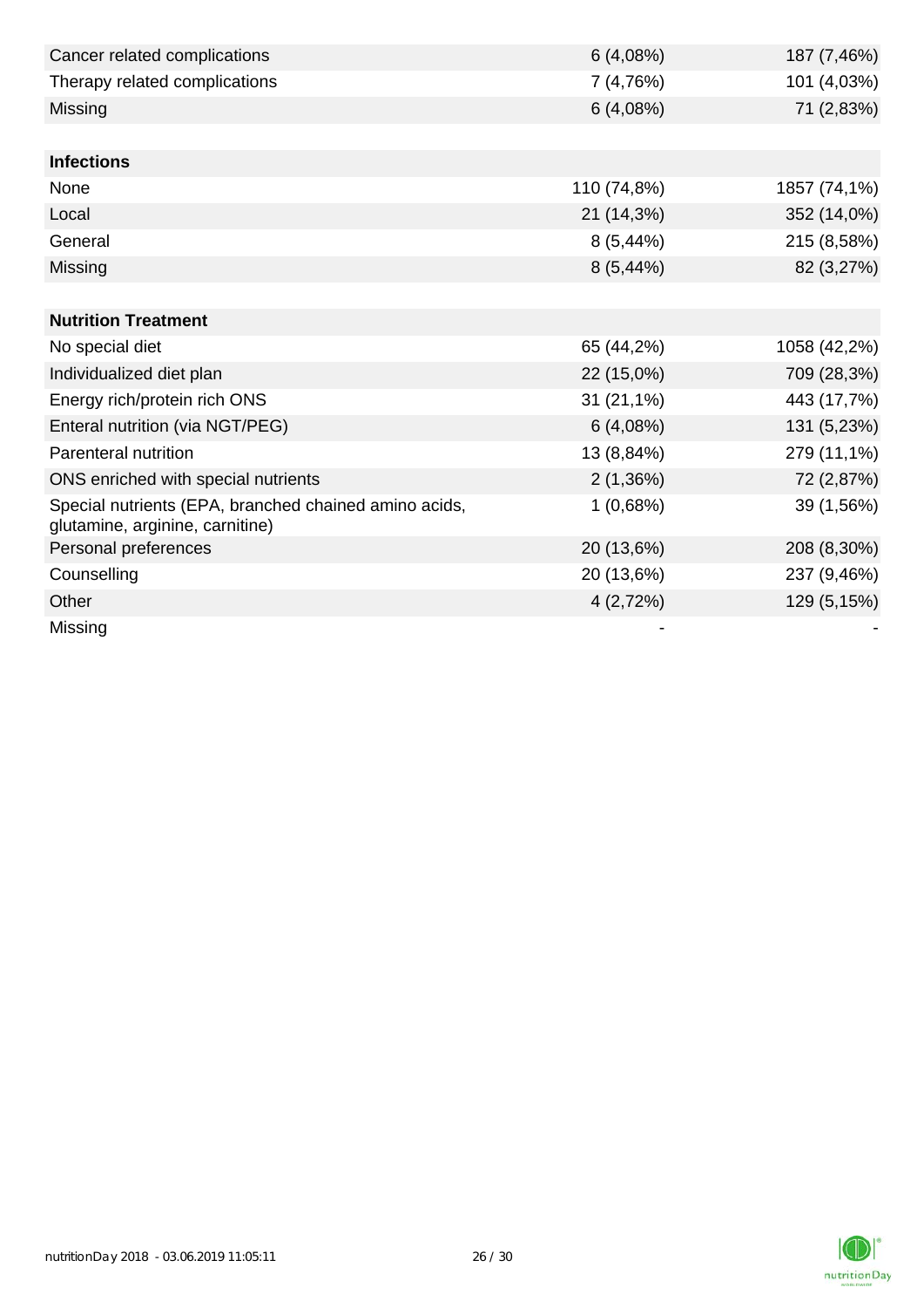| | | |
|---|---|---|
| Cancer related complications | 6 (4,08%) | 187 (7,46%) |
| Therapy related complications | 7 (4,76%) | 101 (4,03%) |
| Missing | 6 (4,08%) | 71 (2,83%) |
| | | |
| **Infections** | | |
| None | 110 (74,8%) | 1857 (74,1%) |
| Local | 21 (14,3%) | 352 (14,0%) |
| General | 8 (5,44%) | 215 (8,58%) |
| Missing | 8 (5,44%) | 82 (3,27%) |
| | | |
| **Nutrition Treatment** | | |
| No special diet | 65 (44,2%) | 1058 (42,2%) |
| Individualized diet plan | 22 (15,0%) | 709 (28,3%) |
| Energy rich/protein rich ONS | 31 (21,1%) | 443 (17,7%) |
| Enteral nutrition (via NGT/PEG) | 6 (4,08%) | 131 (5,23%) |
| Parenteral nutrition | 13 (8,84%) | 279 (11,1%) |
| ONS enriched with special nutrients | 2 (1,36%) | 72 (2,87%) |
| Special nutrients (EPA, branched chained amino acids, glutamine, arginine, carnitine) | 1 (0,68%) | 39 (1,56%) |
| Personal preferences | 20 (13,6%) | 208 (8,30%) |
| Counselling | 20 (13,6%) | 237 (9,46%) |
| Other | 4 (2,72%) | 129 (5,15%) |
| Missing | - | - |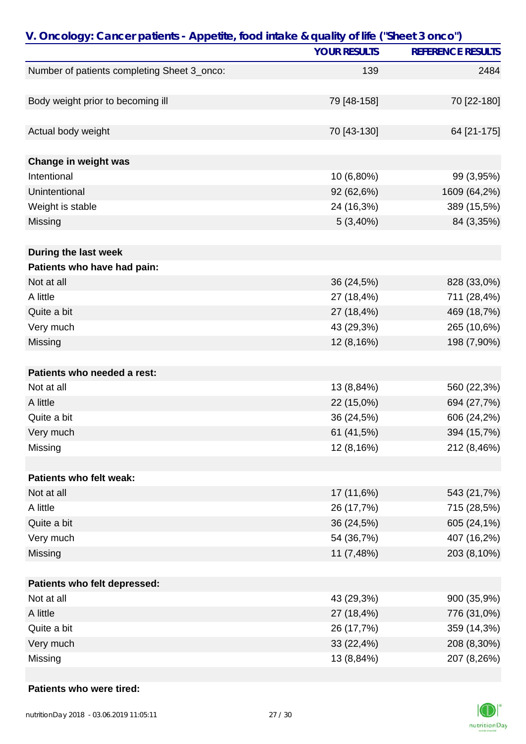## V. Oncology: Cancer patients - Appetite, food intake & quality of life ("Sheet 3 onco")

| | YOUR RESULTS | REFERENCE RESULTS |
|---|---|---|
| Number of patients completing Sheet 3_onco: | 139 | 2484 |
| | | |
| Body weight prior to becoming ill | 79 [48-158] | 70 [22-180] |
| | | |
| Actual body weight | 70 [43-130] | 64 [21-175] |
| | | |
| **Change in weight was** | | |
| Intentional | 10 (6,80%) | 99 (3,95%) |
| Unintentional | 92 (62,6%) | 1609 (64,2%) |
| Weight is stable | 24 (16,3%) | 389 (15,5%) |
| Missing | 5 (3,40%) | 84 (3,35%) |
| | | |
| **During the last week** | | |
| **Patients who have had pain:** | | |
| Not at all | 36 (24,5%) | 828 (33,0%) |
| A little | 27 (18,4%) | 711 (28,4%) |
| Quite a bit | 27 (18,4%) | 469 (18,7%) |
| Very much | 43 (29,3%) | 265 (10,6%) |
| Missing | 12 (8,16%) | 198 (7,90%) |
| | | |
| **Patients who needed a rest:** | | |
| Not at all | 13 (8,84%) | 560 (22,3%) |
| A little | 22 (15,0%) | 694 (27,7%) |
| Quite a bit | 36 (24,5%) | 606 (24,2%) |
| Very much | 61 (41,5%) | 394 (15,7%) |
| Missing | 12 (8,16%) | 212 (8,46%) |
| | | |
| **Patients who felt weak:** | | |
| Not at all | 17 (11,6%) | 543 (21,7%) |
| A little | 26 (17,7%) | 715 (28,5%) |
| Quite a bit | 36 (24,5%) | 605 (24,1%) |
| Very much | 54 (36,7%) | 407 (16,2%) |
| Missing | 11 (7,48%) | 203 (8,10%) |
| | | |
| **Patients who felt depressed:** | | |
| Not at all | 43 (29,3%) | 900 (35,9%) |
| A little | 27 (18,4%) | 776 (31,0%) |
| Quite a bit | 26 (17,7%) | 359 (14,3%) |
| Very much | 33 (22,4%) | 208 (8,30%) |
| Missing | 13 (8,84%) | 207 (8,26%) |
| | | |
| **Patients who were tired:** | | |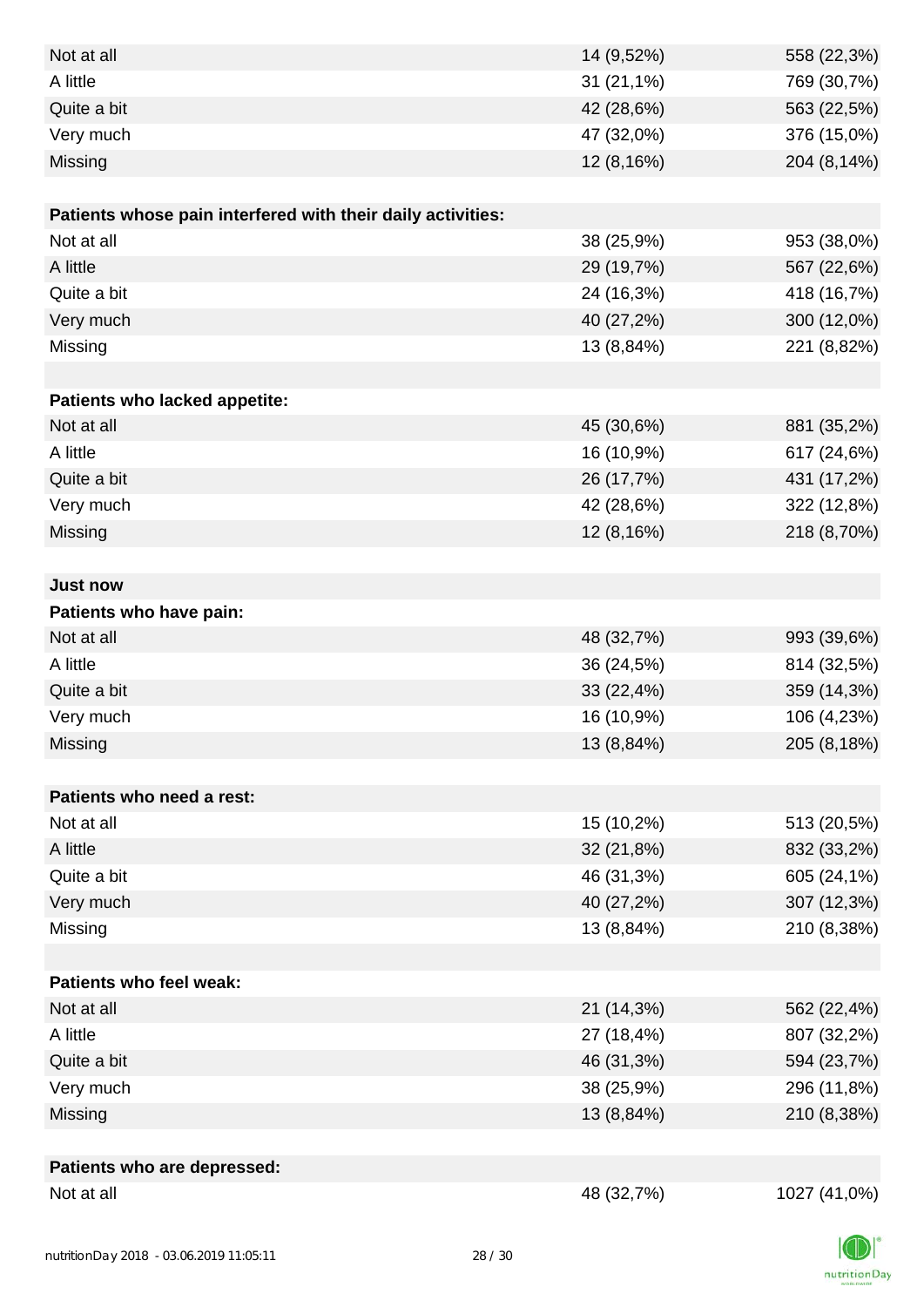| | | |
|---|---|---|
| Not at all | 14 (9,52%) | 558 (22,3%) |
| A little | 31 (21,1%) | 769 (30,7%) |
| Quite a bit | 42 (28,6%) | 563 (22,5%) |
| Very much | 47 (32,0%) | 376 (15,0%) |
| Missing | 12 (8,16%) | 204 (8,14%) |
| | | |
| **Patients whose pain interfered with their daily activities:** | | |
| Not at all | 38 (25,9%) | 953 (38,0%) |
| A little | 29 (19,7%) | 567 (22,6%) |
| Quite a bit | 24 (16,3%) | 418 (16,7%) |
| Very much | 40 (27,2%) | 300 (12,0%) |
| Missing | 13 (8,84%) | 221 (8,82%) |
| | | |
| **Patients who lacked appetite:** | | |
| Not at all | 45 (30,6%) | 881 (35,2%) |
| A little | 16 (10,9%) | 617 (24,6%) |
| Quite a bit | 26 (17,7%) | 431 (17,2%) |
| Very much | 42 (28,6%) | 322 (12,8%) |
| Missing | 12 (8,16%) | 218 (8,70%) |
| | | |
| **Just now** | | |
| **Patients who have pain:** | | |
| Not at all | 48 (32,7%) | 993 (39,6%) |
| A little | 36 (24,5%) | 814 (32,5%) |
| Quite a bit | 33 (22,4%) | 359 (14,3%) |
| Very much | 16 (10,9%) | 106 (4,23%) |
| Missing | 13 (8,84%) | 205 (8,18%) |
| | | |
| **Patients who need a rest:** | | |
| Not at all | 15 (10,2%) | 513 (20,5%) |
| A little | 32 (21,8%) | 832 (33,2%) |
| Quite a bit | 46 (31,3%) | 605 (24,1%) |
| Very much | 40 (27,2%) | 307 (12,3%) |
| Missing | 13 (8,84%) | 210 (8,38%) |
| | | |
| **Patients who feel weak:** | | |
| Not at all | 21 (14,3%) | 562 (22,4%) |
| A little | 27 (18,4%) | 807 (32,2%) |
| Quite a bit | 46 (31,3%) | 594 (23,7%) |
| Very much | 38 (25,9%) | 296 (11,8%) |
| Missing | 13 (8,84%) | 210 (8,38%) |
| | | |
| **Patients who are depressed:** | | |
| Not at all | 48 (32,7%) | 1027 (41,0%) |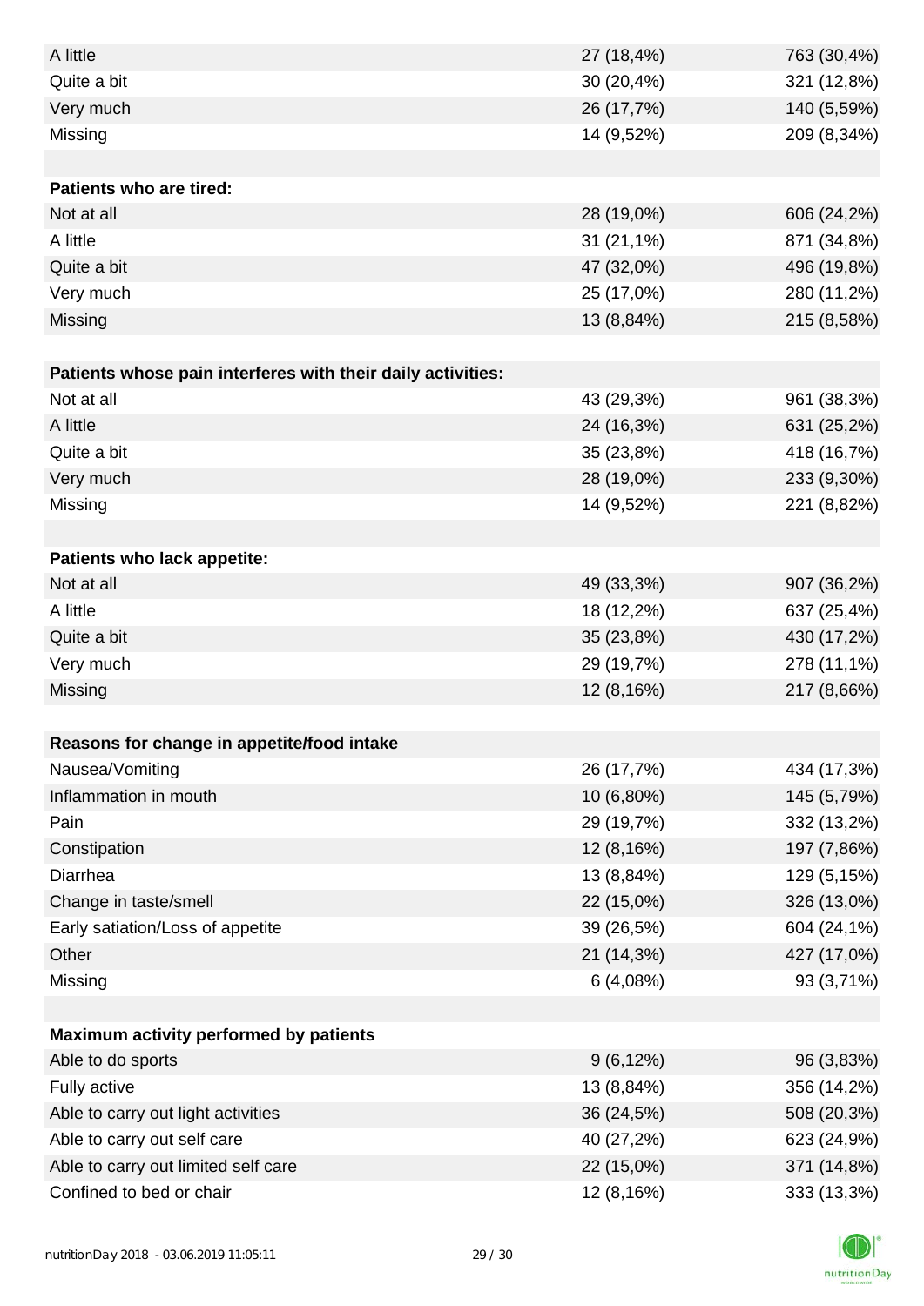| | | |
|---|---|---|
| A little | 27 (18,4%) | 763 (30,4%) |
| Quite a bit | 30 (20,4%) | 321 (12,8%) |
| Very much | 26 (17,7%) | 140 (5,59%) |
| Missing | 14 (9,52%) | 209 (8,34%) |
| | | |
| **Patients who are tired:** | | |
| Not at all | 28 (19,0%) | 606 (24,2%) |
| A little | 31 (21,1%) | 871 (34,8%) |
| Quite a bit | 47 (32,0%) | 496 (19,8%) |
| Very much | 25 (17,0%) | 280 (11,2%) |
| Missing | 13 (8,84%) | 215 (8,58%) |
| | | |
| **Patients whose pain interferes with their daily activities:** | | |
| Not at all | 43 (29,3%) | 961 (38,3%) |
| A little | 24 (16,3%) | 631 (25,2%) |
| Quite a bit | 35 (23,8%) | 418 (16,7%) |
| Very much | 28 (19,0%) | 233 (9,30%) |
| Missing | 14 (9,52%) | 221 (8,82%) |
| | | |
| **Patients who lack appetite:** | | |
| Not at all | 49 (33,3%) | 907 (36,2%) |
| A little | 18 (12,2%) | 637 (25,4%) |
| Quite a bit | 35 (23,8%) | 430 (17,2%) |
| Very much | 29 (19,7%) | 278 (11,1%) |
| Missing | 12 (8,16%) | 217 (8,66%) |
| | | |
| **Reasons for change in appetite/food intake** | | |
| Nausea/Vomiting | 26 (17,7%) | 434 (17,3%) |
| Inflammation in mouth | 10 (6,80%) | 145 (5,79%) |
| Pain | 29 (19,7%) | 332 (13,2%) |
| Constipation | 12 (8,16%) | 197 (7,86%) |
| Diarrhea | 13 (8,84%) | 129 (5,15%) |
| Change in taste/smell | 22 (15,0%) | 326 (13,0%) |
| Early satiation/Loss of appetite | 39 (26,5%) | 604 (24,1%) |
| Other | 21 (14,3%) | 427 (17,0%) |
| Missing | 6 (4,08%) | 93 (3,71%) |
| | | |
| **Maximum activity performed by patients** | | |
| Able to do sports | 9 (6,12%) | 96 (3,83%) |
| Fully active | 13 (8,84%) | 356 (14,2%) |
| Able to carry out light activities | 36 (24,5%) | 508 (20,3%) |
| Able to carry out self care | 40 (27,2%) | 623 (24,9%) |
| Able to carry out limited self care | 22 (15,0%) | 371 (14,8%) |
| Confined to bed or chair | 12 (8,16%) | 333 (13,3%) |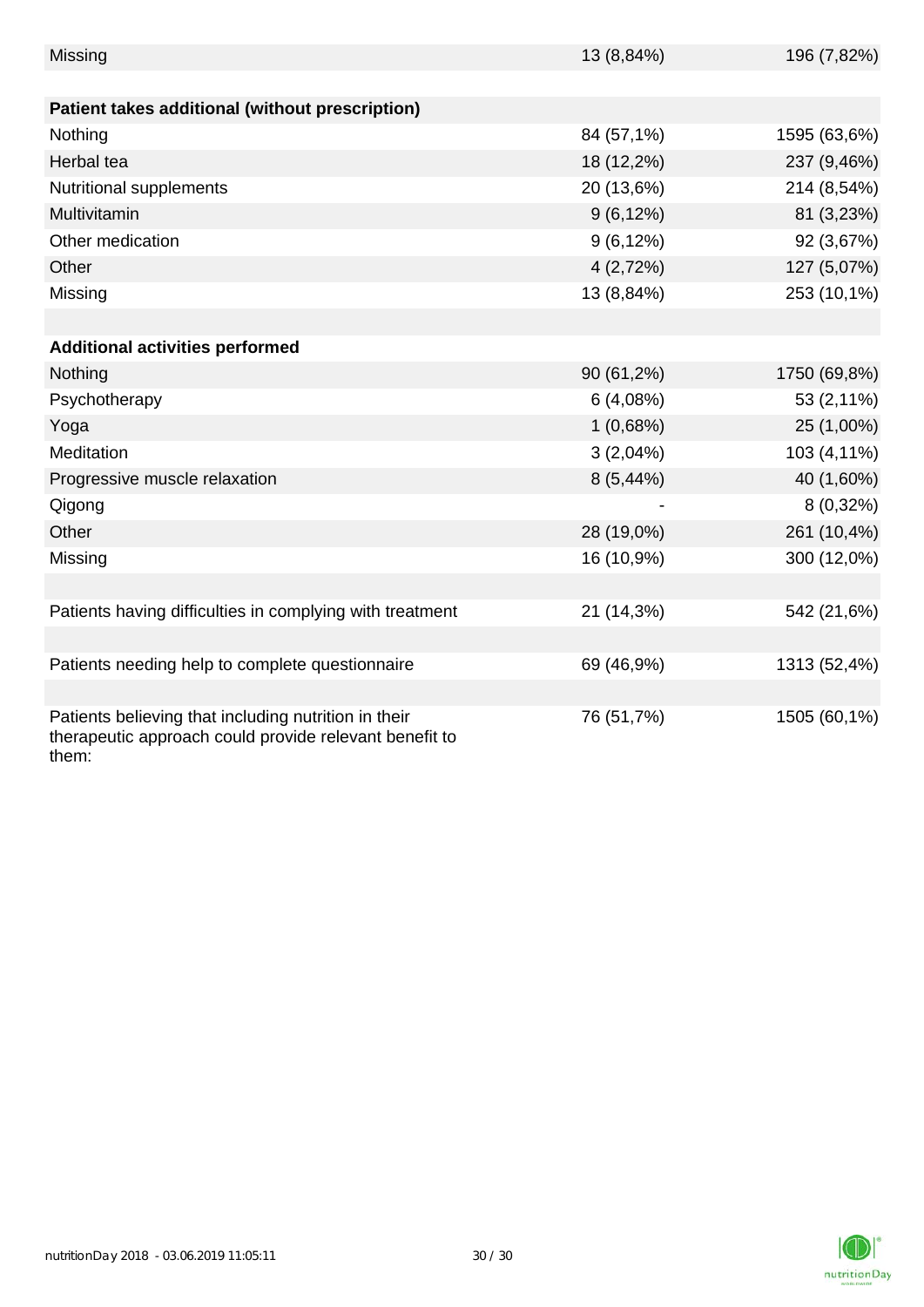| | | |
|---|---|---|
| Missing | 13 (8,84%) | 196 (7,82%) |
| | | |
| **Patient takes additional (without prescription)** | | |
| Nothing | 84 (57,1%) | 1595 (63,6%) |
| Herbal tea | 18 (12,2%) | 237 (9,46%) |
| Nutritional supplements | 20 (13,6%) | 214 (8,54%) |
| Multivitamin | 9 (6,12%) | 81 (3,23%) |
| Other medication | 9 (6,12%) | 92 (3,67%) |
| Other | 4 (2,72%) | 127 (5,07%) |
| Missing | 13 (8,84%) | 253 (10,1%) |
| | | |
| **Additional activities performed** | | |
| Nothing | 90 (61,2%) | 1750 (69,8%) |
| Psychotherapy | 6 (4,08%) | 53 (2,11%) |
| Yoga | 1 (0,68%) | 25 (1,00%) |
| Meditation | 3 (2,04%) | 103 (4,11%) |
| Progressive muscle relaxation | 8 (5,44%) | 40 (1,60%) |
| Qigong | - | 8 (0,32%) |
| Other | 28 (19,0%) | 261 (10,4%) |
| Missing | 16 (10,9%) | 300 (12,0%) |
| | | |
| Patients having difficulties in complying with treatment | 21 (14,3%) | 542 (21,6%) |
| | | |
| Patients needing help to complete questionnaire | 69 (46,9%) | 1313 (52,4%) |
| | | |
| Patients believing that including nutrition in their therapeutic approach could provide relevant benefit to them: | 76 (51,7%) | 1505 (60,1%) |